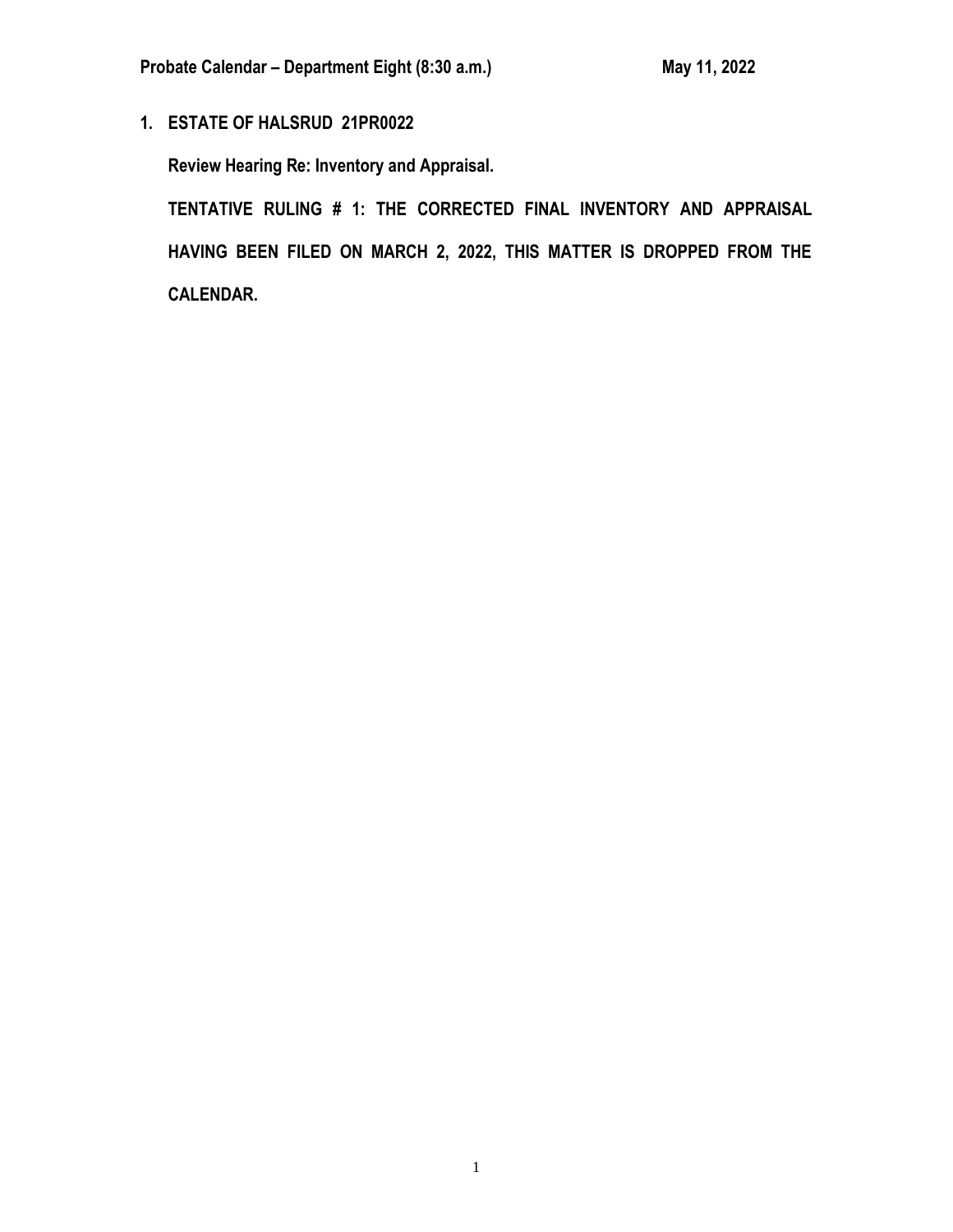**Probate Calendar – Department Eight (8:30 a.m.) May 11, 2022**

**1. ESTATE OF HALSRUD 21PR0022**

**Review Hearing Re: Inventory and Appraisal.**

**TENTATIVE RULING # 1: THE CORRECTED FINAL INVENTORY AND APPRAISAL HAVING BEEN FILED ON MARCH 2, 2022, THIS MATTER IS DROPPED FROM THE CALENDAR.**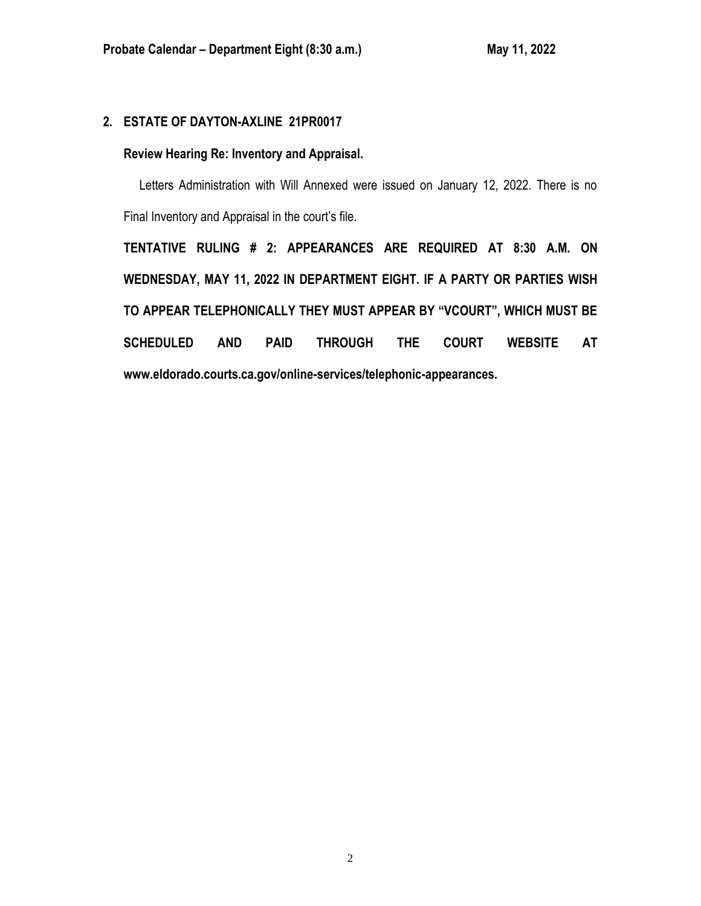**2. ESTATE OF DAYTON-AXLINE 21PR0017**

**Review Hearing Re: Inventory and Appraisal.**

Letters Administration with Will Annexed were issued on January 12, 2022. There is no Final Inventory and Appraisal in the court's file.

**TENTATIVE RULING # 2: APPEARANCES ARE REQUIRED AT 8:30 A.M. ON WEDNESDAY, MAY 11, 2022 IN DEPARTMENT EIGHT. IF A PARTY OR PARTIES WISH TO APPEAR TELEPHONICALLY THEY MUST APPEAR BY "VCOURT", WHICH MUST BE SCHEDULED AND PAID THROUGH THE COURT WEBSITE AT www.eldorado.courts.ca.gov/online-services/telephonic-appearances.**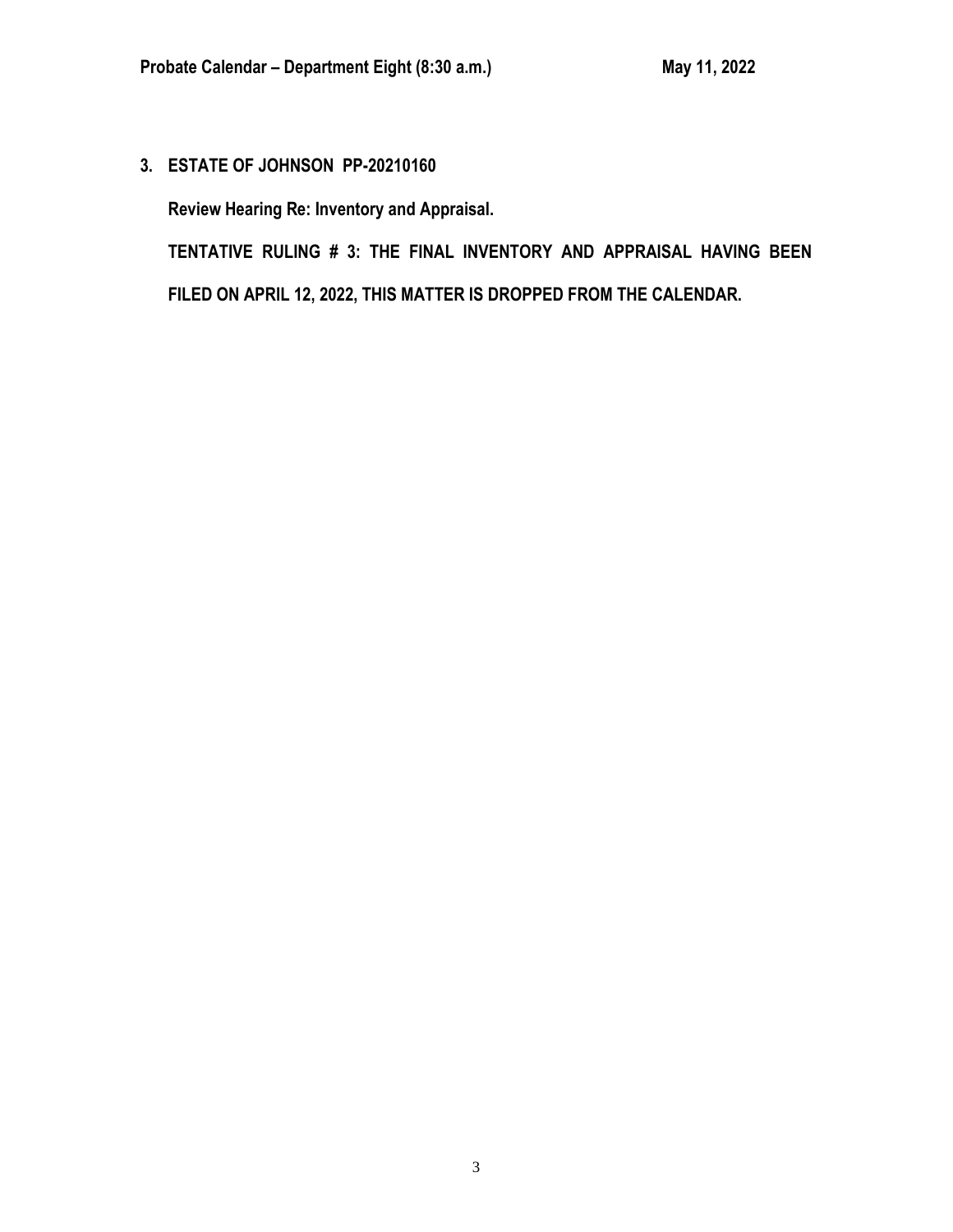**3. ESTATE OF JOHNSON PP-20210160**

**Review Hearing Re: Inventory and Appraisal.**

**TENTATIVE RULING # 3: THE FINAL INVENTORY AND APPRAISAL HAVING BEEN FILED ON APRIL 12, 2022, THIS MATTER IS DROPPED FROM THE CALENDAR.**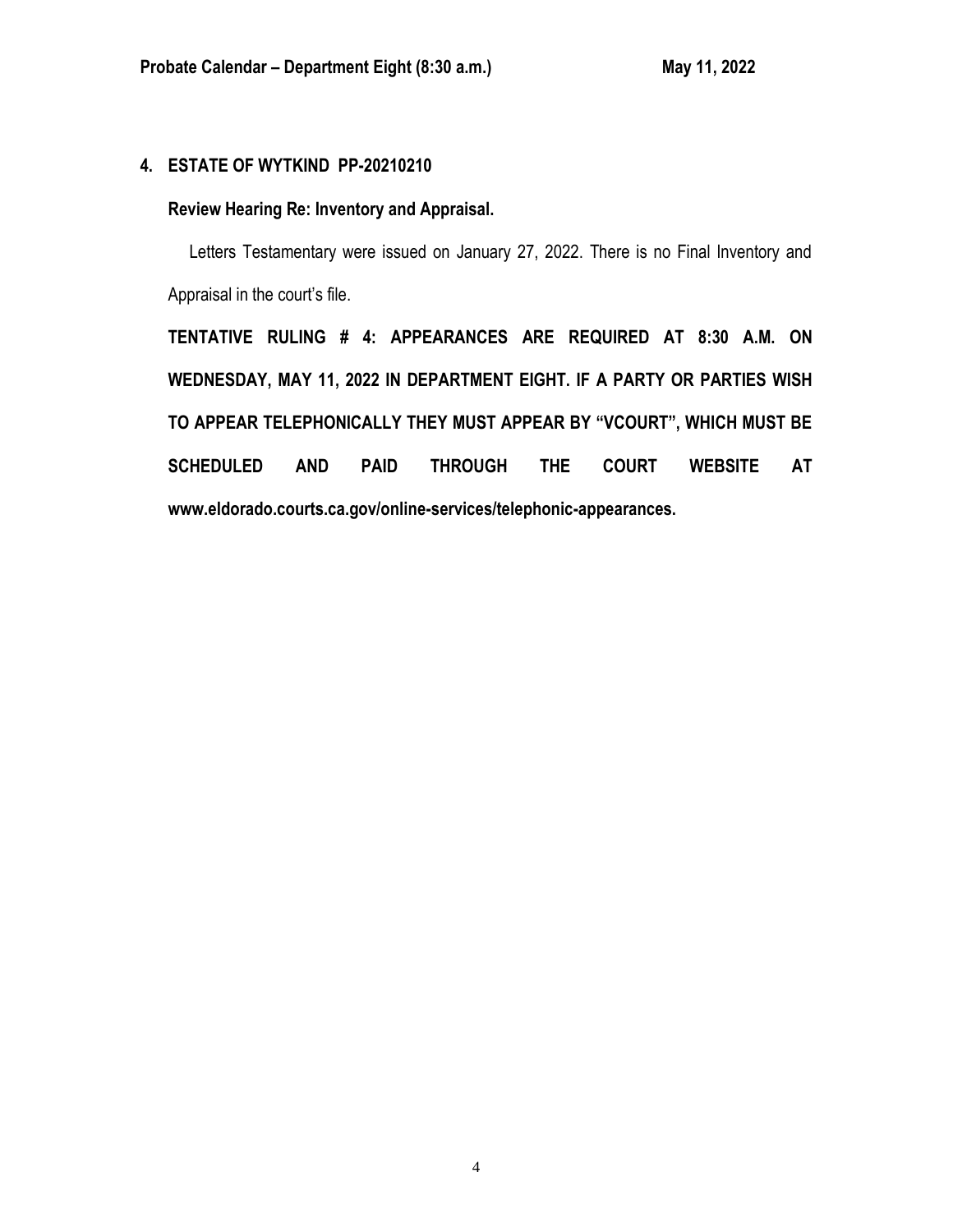**4. ESTATE OF WYTKIND PP-20210210**

**Review Hearing Re: Inventory and Appraisal.**

Letters Testamentary were issued on January 27, 2022. There is no Final Inventory and Appraisal in the court's file.

**TENTATIVE RULING # 4: APPEARANCES ARE REQUIRED AT 8:30 A.M. ON WEDNESDAY, MAY 11, 2022 IN DEPARTMENT EIGHT. IF A PARTY OR PARTIES WISH TO APPEAR TELEPHONICALLY THEY MUST APPEAR BY "VCOURT", WHICH MUST BE SCHEDULED AND PAID THROUGH THE COURT WEBSITE AT www.eldorado.courts.ca.gov/online-services/telephonic-appearances.**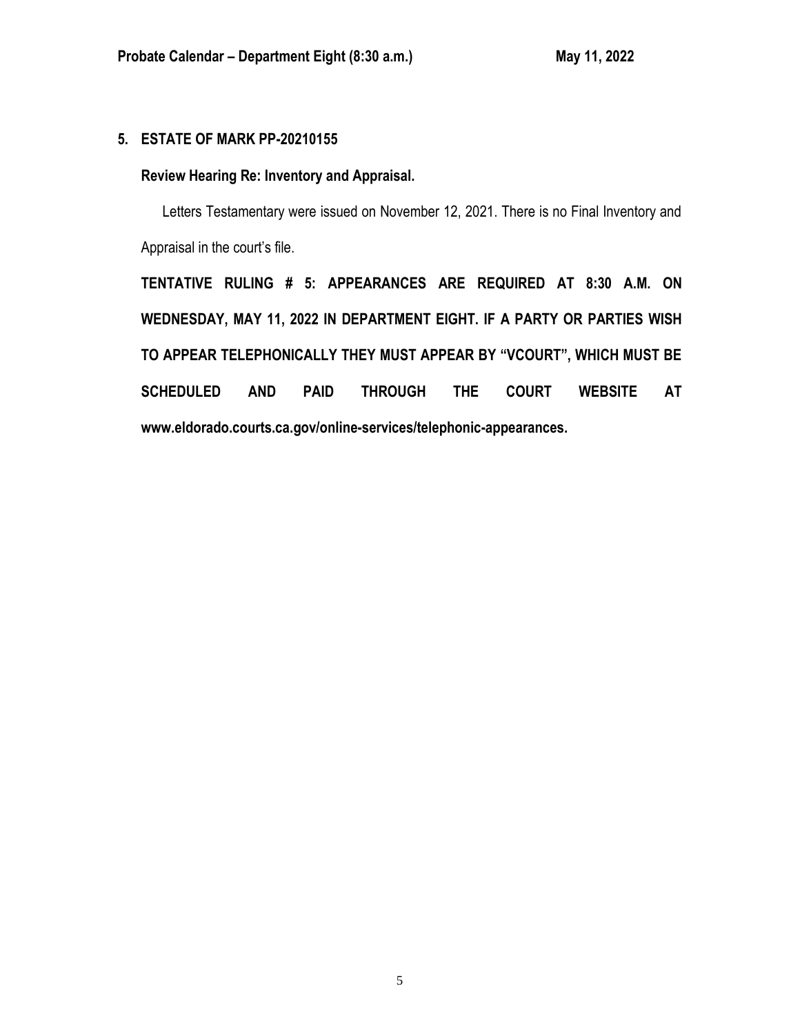## 5. ESTATE OF MARK PP-20210155

**Review Hearing Re: Inventory and Appraisal.**

Letters Testamentary were issued on November 12, 2021. There is no Final Inventory and Appraisal in the court's file.

**TENTATIVE RULING # 5: APPEARANCES ARE REQUIRED AT 8:30 A.M. ON WEDNESDAY, MAY 11, 2022 IN DEPARTMENT EIGHT. IF A PARTY OR PARTIES WISH TO APPEAR TELEPHONICALLY THEY MUST APPEAR BY "VCOURT", WHICH MUST BE SCHEDULED AND PAID THROUGH THE COURT WEBSITE AT www.eldorado.courts.ca.gov/online-services/telephonic-appearances.**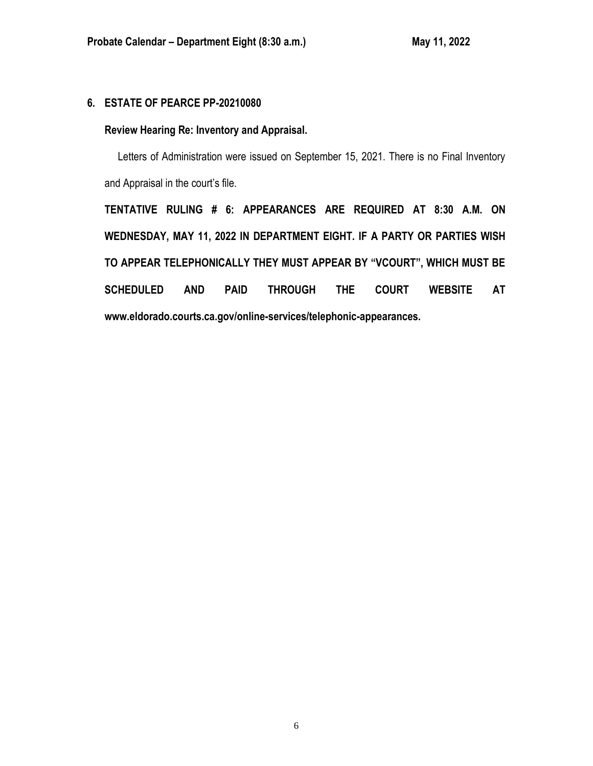## 6. ESTATE OF PEARCE PP-20210080

**Review Hearing Re: Inventory and Appraisal.**

Letters of Administration were issued on September 15, 2021. There is no Final Inventory and Appraisal in the court's file.

**TENTATIVE RULING # 6: APPEARANCES ARE REQUIRED AT 8:30 A.M. ON WEDNESDAY, MAY 11, 2022 IN DEPARTMENT EIGHT. IF A PARTY OR PARTIES WISH TO APPEAR TELEPHONICALLY THEY MUST APPEAR BY "VCOURT", WHICH MUST BE SCHEDULED AND PAID THROUGH THE COURT WEBSITE AT www.eldorado.courts.ca.gov/online-services/telephonic-appearances.**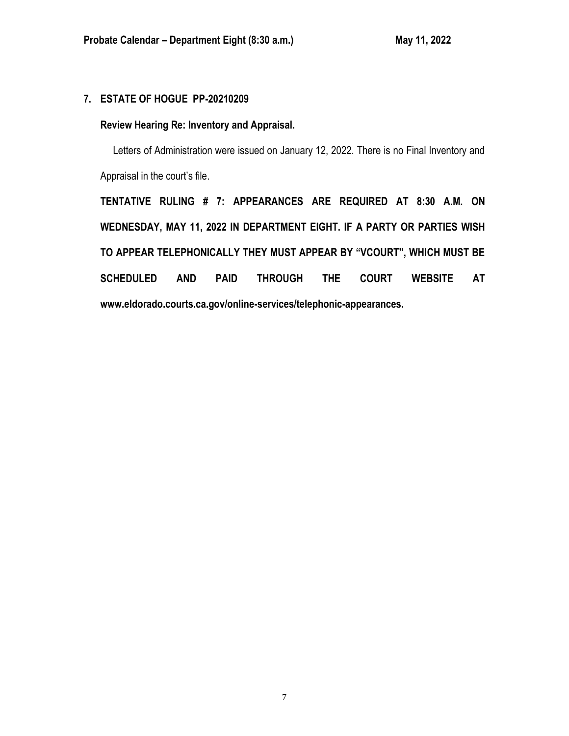**7. ESTATE OF HOGUE PP-20210209**

**Review Hearing Re: Inventory and Appraisal.**

Letters of Administration were issued on January 12, 2022. There is no Final Inventory and Appraisal in the court's file.

**TENTATIVE RULING # 7: APPEARANCES ARE REQUIRED AT 8:30 A.M. ON WEDNESDAY, MAY 11, 2022 IN DEPARTMENT EIGHT. IF A PARTY OR PARTIES WISH TO APPEAR TELEPHONICALLY THEY MUST APPEAR BY "VCOURT", WHICH MUST BE SCHEDULED AND PAID THROUGH THE COURT WEBSITE AT www.eldorado.courts.ca.gov/online-services/telephonic-appearances.**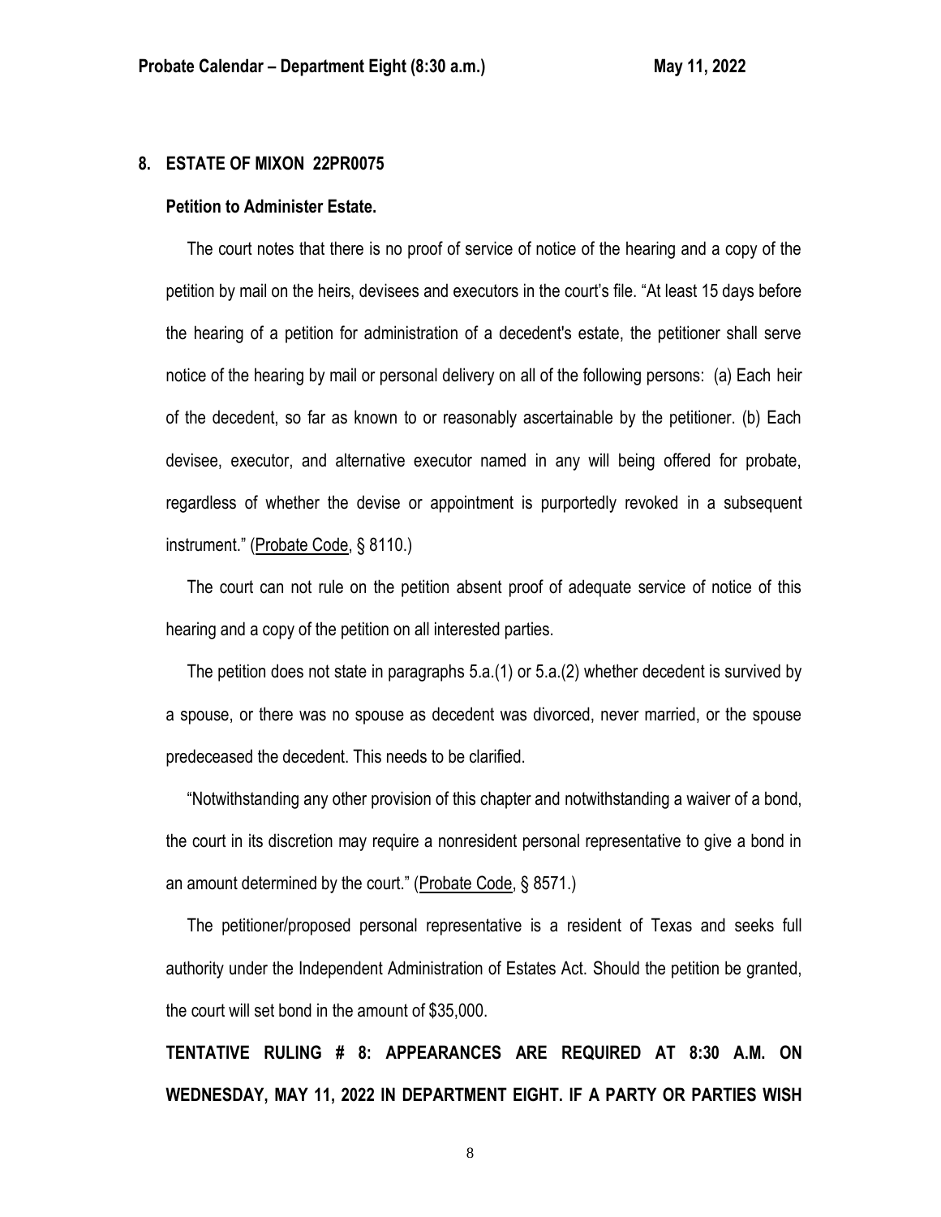## 8. ESTATE OF MIXON 22PR0075

### Petition to Administer Estate.

The court notes that there is no proof of service of notice of the hearing and a copy of the petition by mail on the heirs, devisees and executors in the court's file. "At least 15 days before the hearing of a petition for administration of a decedent's estate, the petitioner shall serve notice of the hearing by mail or personal delivery on all of the following persons: (a) Each heir of the decedent, so far as known to or reasonably ascertainable by the petitioner. (b) Each devisee, executor, and alternative executor named in any will being offered for probate, regardless of whether the devise or appointment is purportedly revoked in a subsequent instrument." (Probate Code, § 8110.)

The court can not rule on the petition absent proof of adequate service of notice of this hearing and a copy of the petition on all interested parties.

The petition does not state in paragraphs 5.a.(1) or 5.a.(2) whether decedent is survived by a spouse, or there was no spouse as decedent was divorced, never married, or the spouse predeceased the decedent. This needs to be clarified.

"Notwithstanding any other provision of this chapter and notwithstanding a waiver of a bond, the court in its discretion may require a nonresident personal representative to give a bond in an amount determined by the court." (Probate Code, § 8571.)

The petitioner/proposed personal representative is a resident of Texas and seeks full authority under the Independent Administration of Estates Act. Should the petition be granted, the court will set bond in the amount of $35,000.

**TENTATIVE RULING # 8: APPEARANCES ARE REQUIRED AT 8:30 A.M. ON WEDNESDAY, MAY 11, 2022 IN DEPARTMENT EIGHT. IF A PARTY OR PARTIES WISH**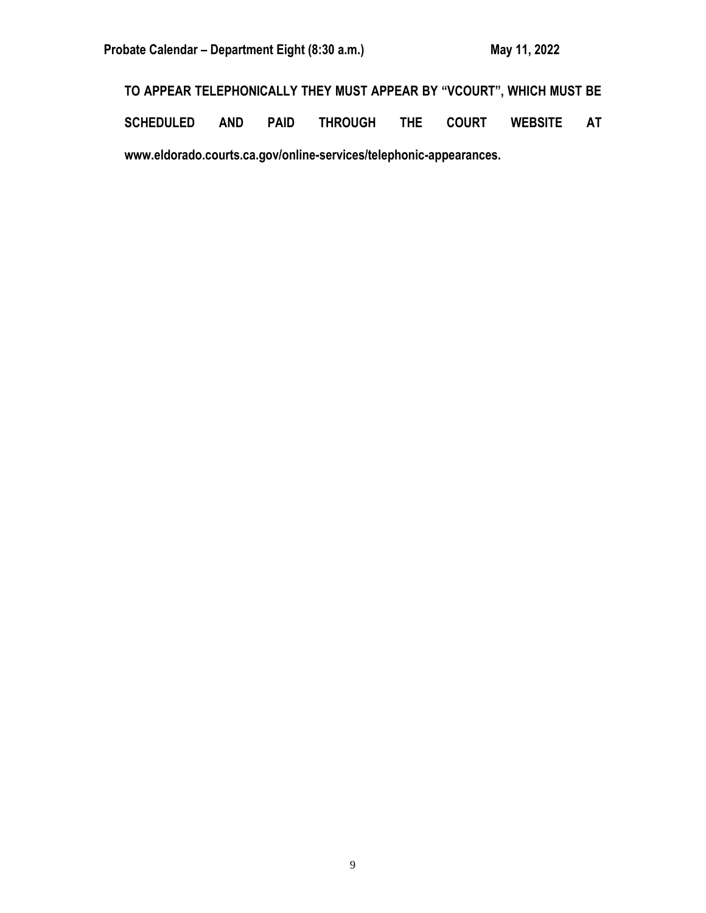**TO APPEAR TELEPHONICALLY THEY MUST APPEAR BY "VCOURT", WHICH MUST BE SCHEDULED AND PAID THROUGH THE COURT WEBSITE AT www.eldorado.courts.ca.gov/online-services/telephonic-appearances.**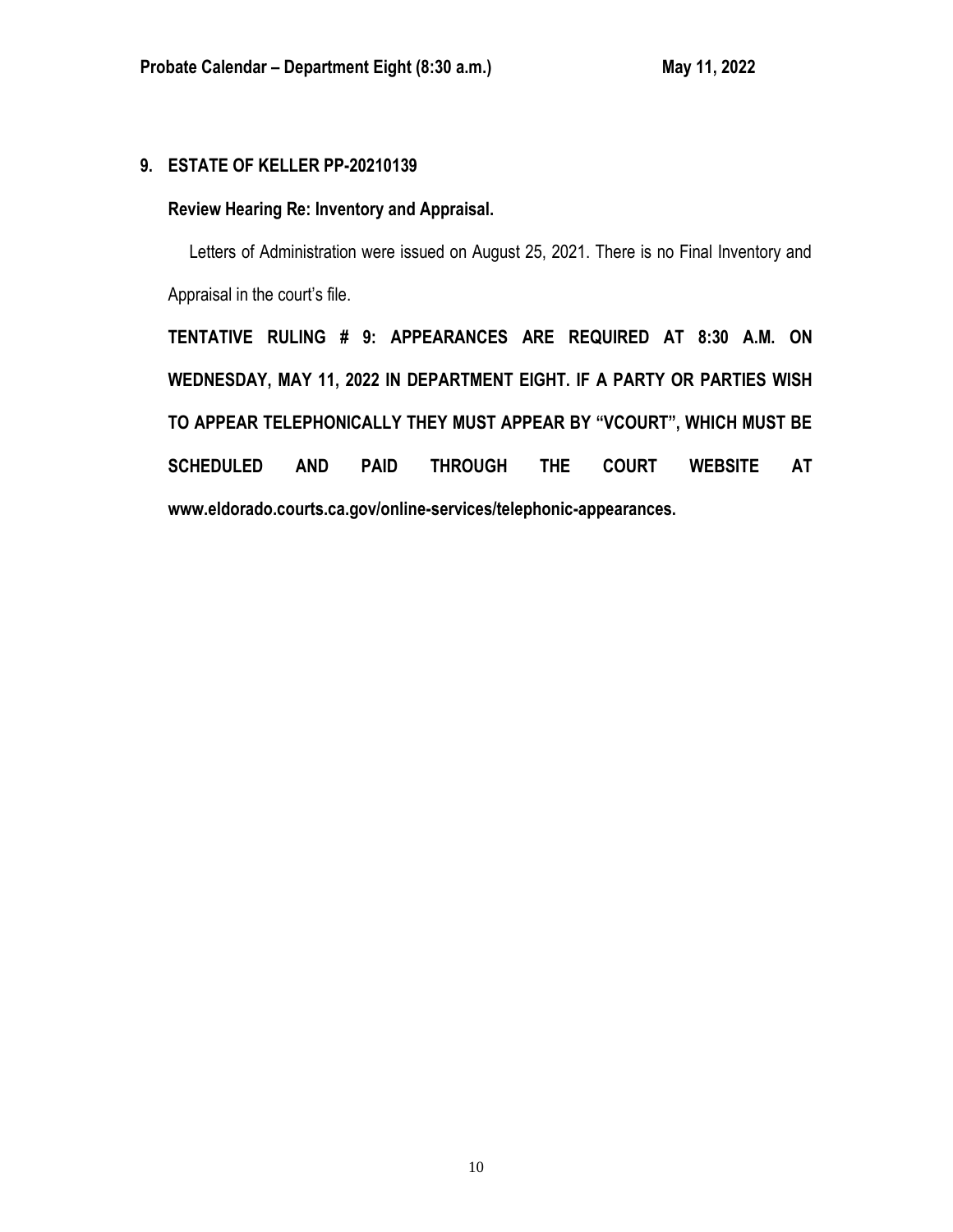**9. ESTATE OF KELLER PP-20210139**

**Review Hearing Re: Inventory and Appraisal.**

Letters of Administration were issued on August 25, 2021. There is no Final Inventory and Appraisal in the court's file.

**TENTATIVE RULING # 9: APPEARANCES ARE REQUIRED AT 8:30 A.M. ON WEDNESDAY, MAY 11, 2022 IN DEPARTMENT EIGHT. IF A PARTY OR PARTIES WISH TO APPEAR TELEPHONICALLY THEY MUST APPEAR BY "VCOURT", WHICH MUST BE SCHEDULED AND PAID THROUGH THE COURT WEBSITE AT www.eldorado.courts.ca.gov/online-services/telephonic-appearances.**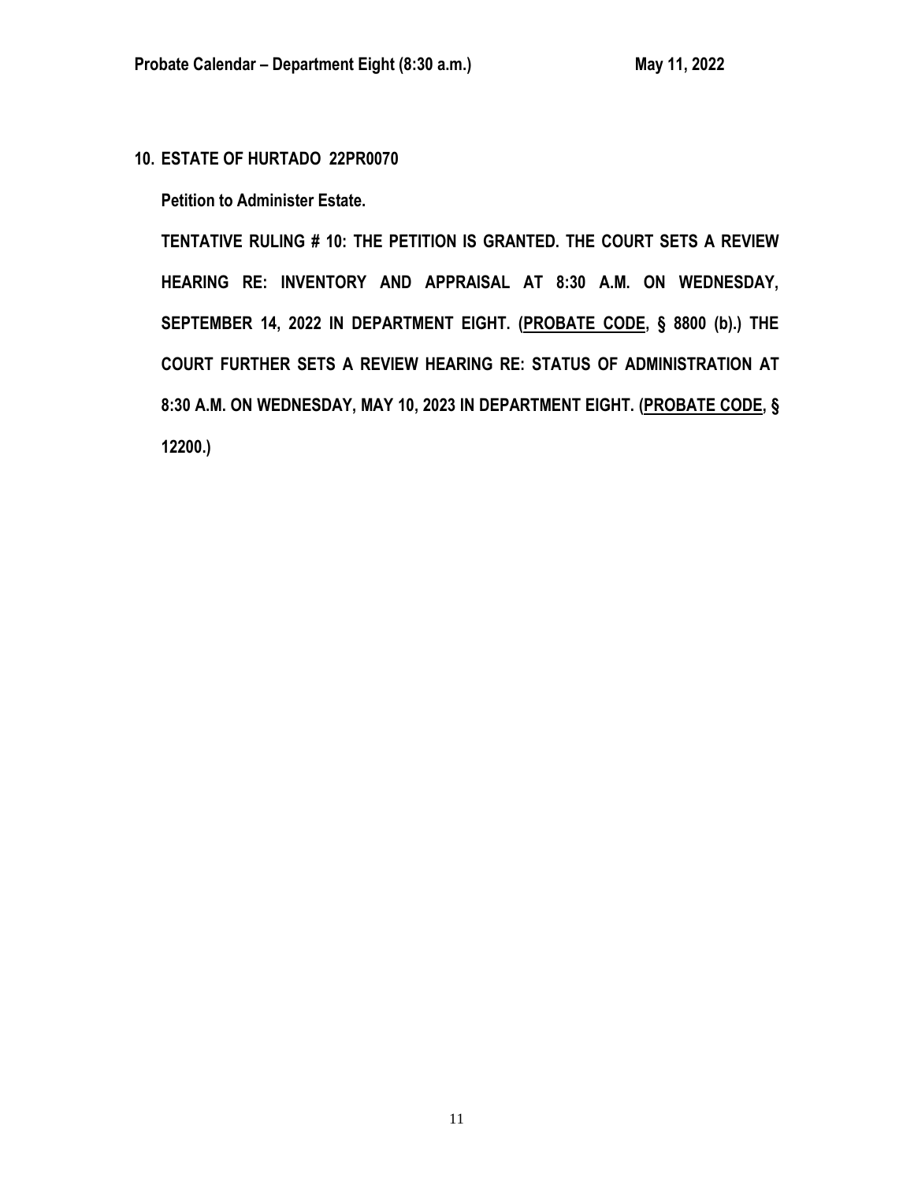**10. ESTATE OF HURTADO 22PR0070**

**Petition to Administer Estate.**

**TENTATIVE RULING # 10: THE PETITION IS GRANTED. THE COURT SETS A REVIEW HEARING RE: INVENTORY AND APPRAISAL AT 8:30 A.M. ON WEDNESDAY, SEPTEMBER 14, 2022 IN DEPARTMENT EIGHT. (PROBATE CODE, § 8800 (b).) THE COURT FURTHER SETS A REVIEW HEARING RE: STATUS OF ADMINISTRATION AT 8:30 A.M. ON WEDNESDAY, MAY 10, 2023 IN DEPARTMENT EIGHT. (PROBATE CODE, § 12200.)**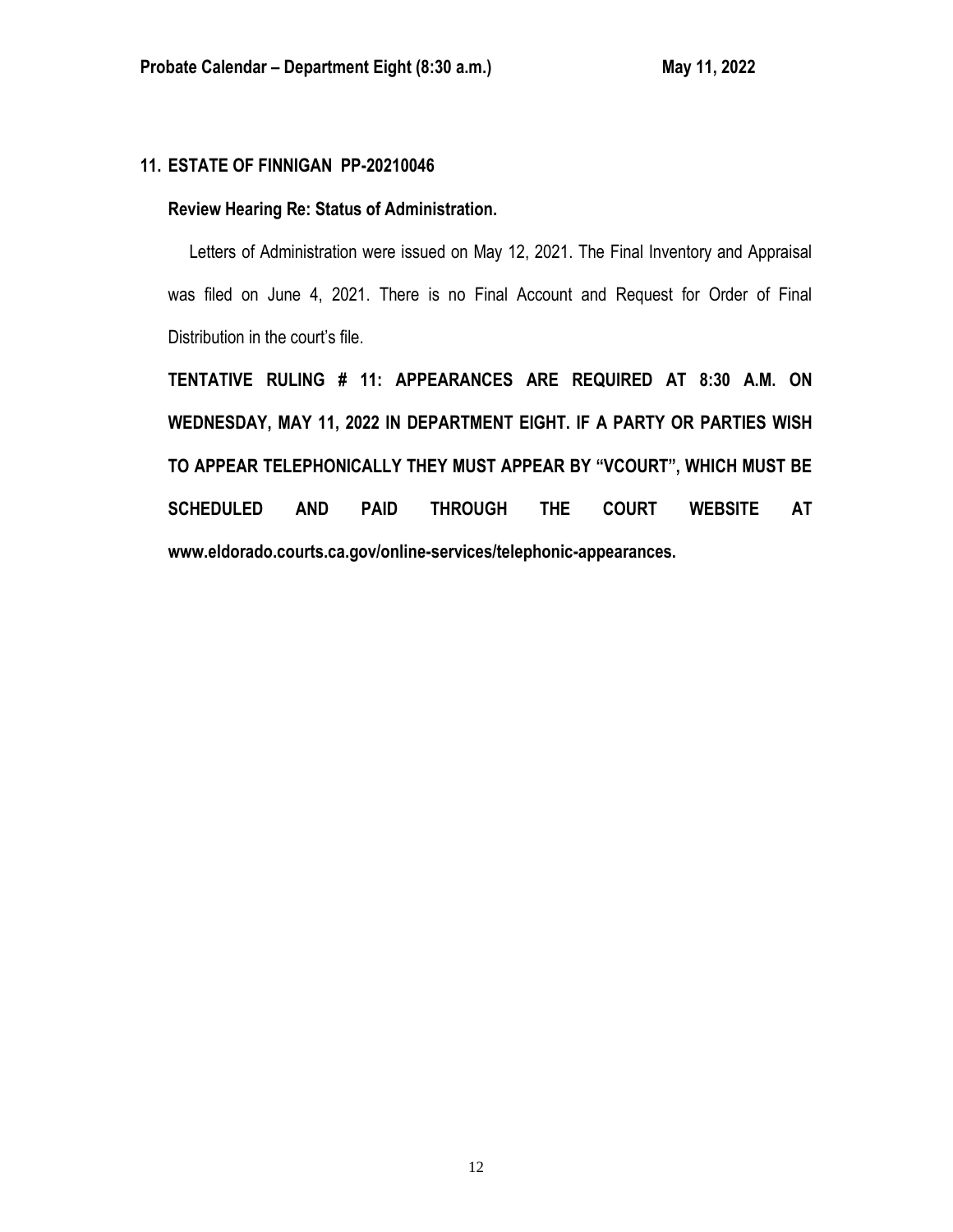## 11. ESTATE OF FINNIGAN PP-20210046

**Review Hearing Re: Status of Administration.**

Letters of Administration were issued on May 12, 2021. The Final Inventory and Appraisal was filed on June 4, 2021. There is no Final Account and Request for Order of Final Distribution in the court's file.

**TENTATIVE RULING # 11: APPEARANCES ARE REQUIRED AT 8:30 A.M. ON WEDNESDAY, MAY 11, 2022 IN DEPARTMENT EIGHT. IF A PARTY OR PARTIES WISH TO APPEAR TELEPHONICALLY THEY MUST APPEAR BY "VCOURT", WHICH MUST BE SCHEDULED AND PAID THROUGH THE COURT WEBSITE AT www.eldorado.courts.ca.gov/online-services/telephonic-appearances.**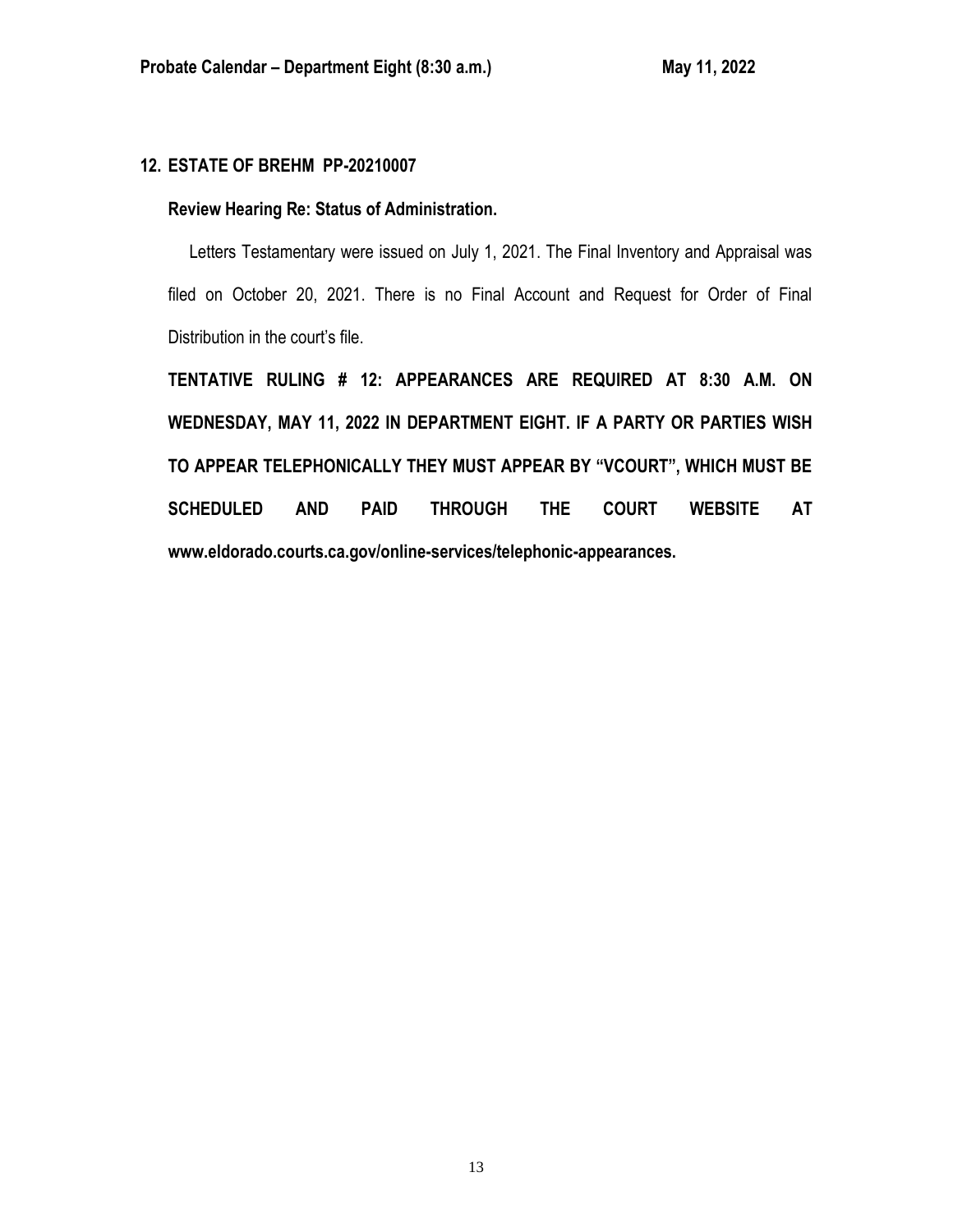**12. ESTATE OF BREHM PP-20210007**

**Review Hearing Re: Status of Administration.**

Letters Testamentary were issued on July 1, 2021. The Final Inventory and Appraisal was filed on October 20, 2021. There is no Final Account and Request for Order of Final Distribution in the court's file.

**TENTATIVE RULING # 12: APPEARANCES ARE REQUIRED AT 8:30 A.M. ON WEDNESDAY, MAY 11, 2022 IN DEPARTMENT EIGHT. IF A PARTY OR PARTIES WISH TO APPEAR TELEPHONICALLY THEY MUST APPEAR BY "VCOURT", WHICH MUST BE SCHEDULED AND PAID THROUGH THE COURT WEBSITE AT www.eldorado.courts.ca.gov/online-services/telephonic-appearances.**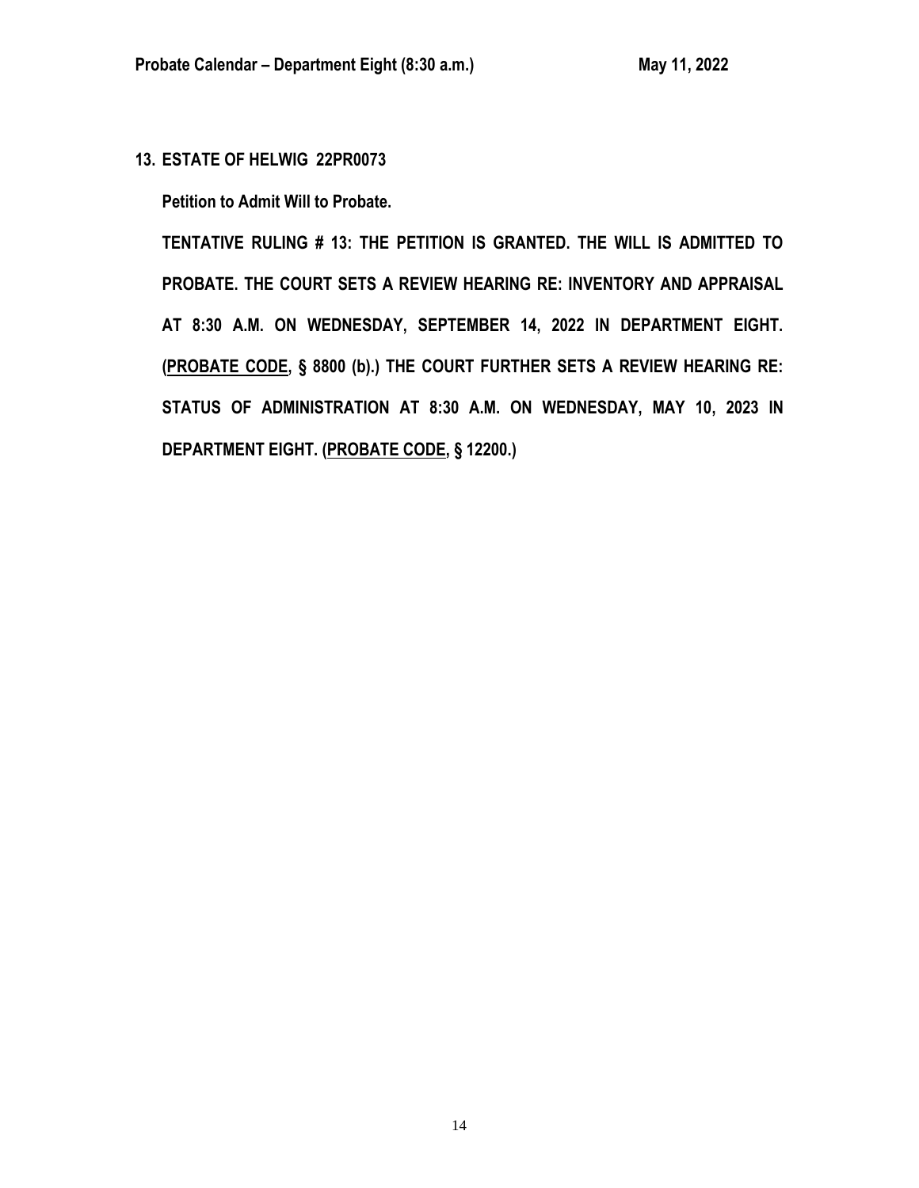**13. ESTATE OF HELWIG 22PR0073**

**Petition to Admit Will to Probate.**

**TENTATIVE RULING # 13: THE PETITION IS GRANTED. THE WILL IS ADMITTED TO PROBATE. THE COURT SETS A REVIEW HEARING RE: INVENTORY AND APPRAISAL AT 8:30 A.M. ON WEDNESDAY, SEPTEMBER 14, 2022 IN DEPARTMENT EIGHT. (PROBATE CODE, § 8800 (b).) THE COURT FURTHER SETS A REVIEW HEARING RE: STATUS OF ADMINISTRATION AT 8:30 A.M. ON WEDNESDAY, MAY 10, 2023 IN DEPARTMENT EIGHT. (PROBATE CODE, § 12200.)**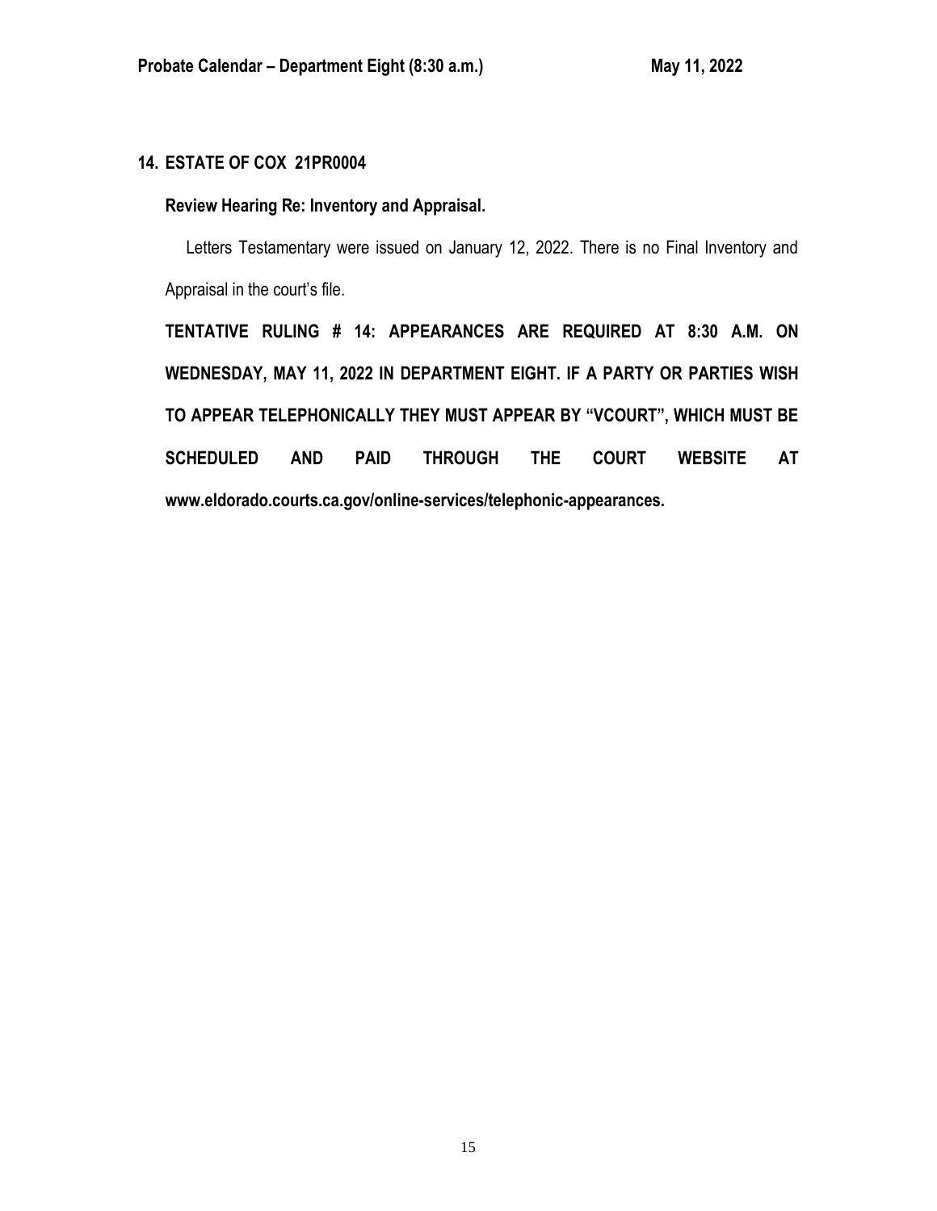**14. ESTATE OF COX 21PR0004**

**Review Hearing Re: Inventory and Appraisal.**

Letters Testamentary were issued on January 12, 2022. There is no Final Inventory and Appraisal in the court's file.

**TENTATIVE RULING # 14: APPEARANCES ARE REQUIRED AT 8:30 A.M. ON WEDNESDAY, MAY 11, 2022 IN DEPARTMENT EIGHT. IF A PARTY OR PARTIES WISH TO APPEAR TELEPHONICALLY THEY MUST APPEAR BY "VCOURT", WHICH MUST BE SCHEDULED AND PAID THROUGH THE COURT WEBSITE AT www.eldorado.courts.ca.gov/online-services/telephonic-appearances.**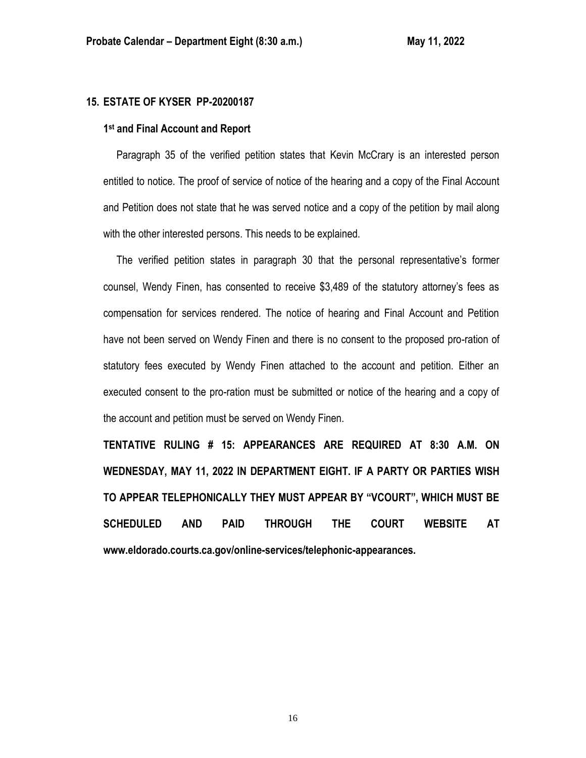**15. ESTATE OF KYSER PP-20200187**

**1st and Final Account and Report**

Paragraph 35 of the verified petition states that Kevin McCrary is an interested person entitled to notice. The proof of service of notice of the hearing and a copy of the Final Account and Petition does not state that he was served notice and a copy of the petition by mail along with the other interested persons. This needs to be explained.

The verified petition states in paragraph 30 that the personal representative's former counsel, Wendy Finen, has consented to receive $3,489 of the statutory attorney's fees as compensation for services rendered. The notice of hearing and Final Account and Petition have not been served on Wendy Finen and there is no consent to the proposed pro-ration of statutory fees executed by Wendy Finen attached to the account and petition. Either an executed consent to the pro-ration must be submitted or notice of the hearing and a copy of the account and petition must be served on Wendy Finen.

**TENTATIVE RULING # 15: APPEARANCES ARE REQUIRED AT 8:30 A.M. ON WEDNESDAY, MAY 11, 2022 IN DEPARTMENT EIGHT. IF A PARTY OR PARTIES WISH TO APPEAR TELEPHONICALLY THEY MUST APPEAR BY "VCOURT", WHICH MUST BE SCHEDULED AND PAID THROUGH THE COURT WEBSITE AT www.eldorado.courts.ca.gov/online-services/telephonic-appearances.**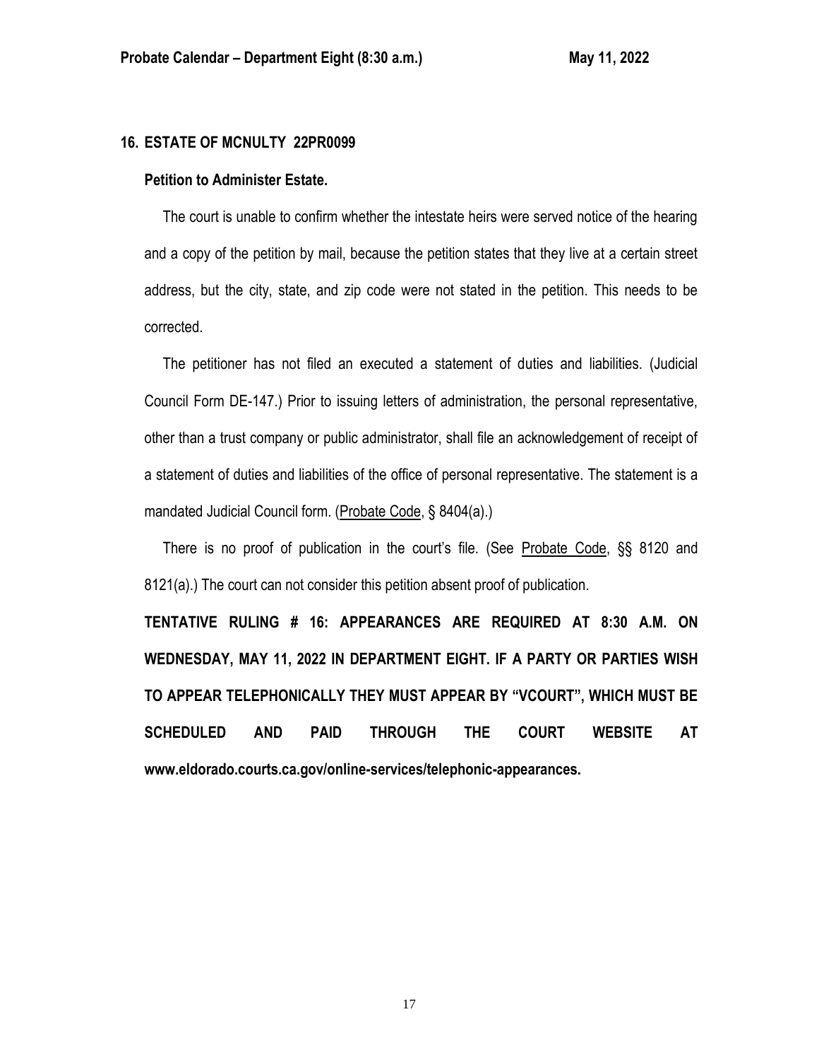### 16. ESTATE OF MCNULTY 22PR0099

**Petition to Administer Estate.**

The court is unable to confirm whether the intestate heirs were served notice of the hearing and a copy of the petition by mail, because the petition states that they live at a certain street address, but the city, state, and zip code were not stated in the petition. This needs to be corrected.

The petitioner has not filed an executed a statement of duties and liabilities. (Judicial Council Form DE-147.) Prior to issuing letters of administration, the personal representative, other than a trust company or public administrator, shall file an acknowledgement of receipt of a statement of duties and liabilities of the office of personal representative. The statement is a mandated Judicial Council form. (Probate Code, § 8404(a).)

There is no proof of publication in the court's file. (See Probate Code, §§ 8120 and 8121(a).) The court can not consider this petition absent proof of publication.

**TENTATIVE RULING # 16: APPEARANCES ARE REQUIRED AT 8:30 A.M. ON WEDNESDAY, MAY 11, 2022 IN DEPARTMENT EIGHT. IF A PARTY OR PARTIES WISH TO APPEAR TELEPHONICALLY THEY MUST APPEAR BY "VCOURT", WHICH MUST BE SCHEDULED AND PAID THROUGH THE COURT WEBSITE AT www.eldorado.courts.ca.gov/online-services/telephonic-appearances.**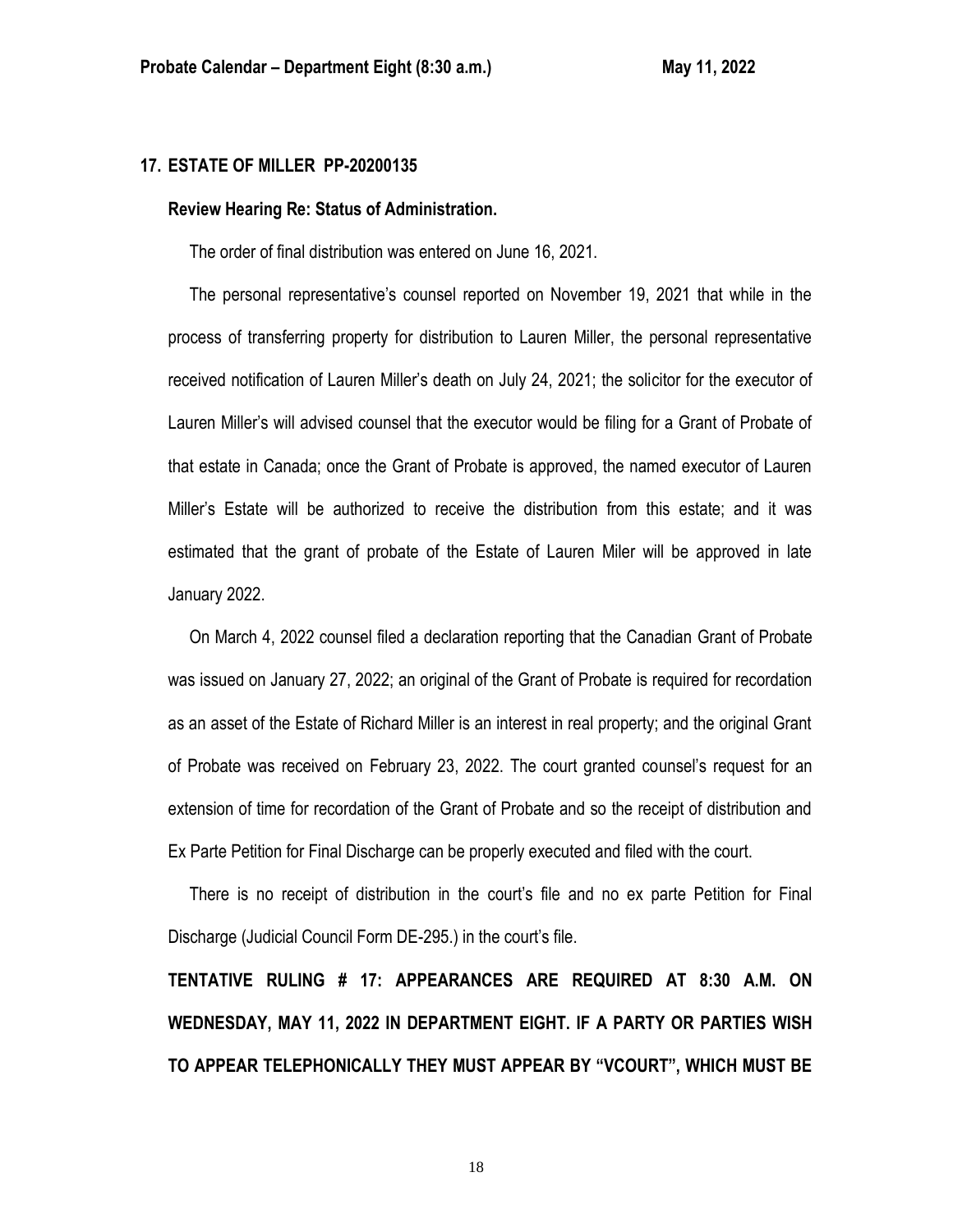**17. ESTATE OF MILLER PP-20200135**

**Review Hearing Re: Status of Administration.**

The order of final distribution was entered on June 16, 2021.

The personal representative's counsel reported on November 19, 2021 that while in the process of transferring property for distribution to Lauren Miller, the personal representative received notification of Lauren Miller's death on July 24, 2021; the solicitor for the executor of Lauren Miller's will advised counsel that the executor would be filing for a Grant of Probate of that estate in Canada; once the Grant of Probate is approved, the named executor of Lauren Miller's Estate will be authorized to receive the distribution from this estate; and it was estimated that the grant of probate of the Estate of Lauren Miler will be approved in late January 2022.

On March 4, 2022 counsel filed a declaration reporting that the Canadian Grant of Probate was issued on January 27, 2022; an original of the Grant of Probate is required for recordation as an asset of the Estate of Richard Miller is an interest in real property; and the original Grant of Probate was received on February 23, 2022. The court granted counsel's request for an extension of time for recordation of the Grant of Probate and so the receipt of distribution and Ex Parte Petition for Final Discharge can be properly executed and filed with the court.

There is no receipt of distribution in the court's file and no ex parte Petition for Final Discharge (Judicial Council Form DE-295.) in the court's file.

**TENTATIVE RULING # 17: APPEARANCES ARE REQUIRED AT 8:30 A.M. ON WEDNESDAY, MAY 11, 2022 IN DEPARTMENT EIGHT. IF A PARTY OR PARTIES WISH TO APPEAR TELEPHONICALLY THEY MUST APPEAR BY "VCOURT", WHICH MUST BE**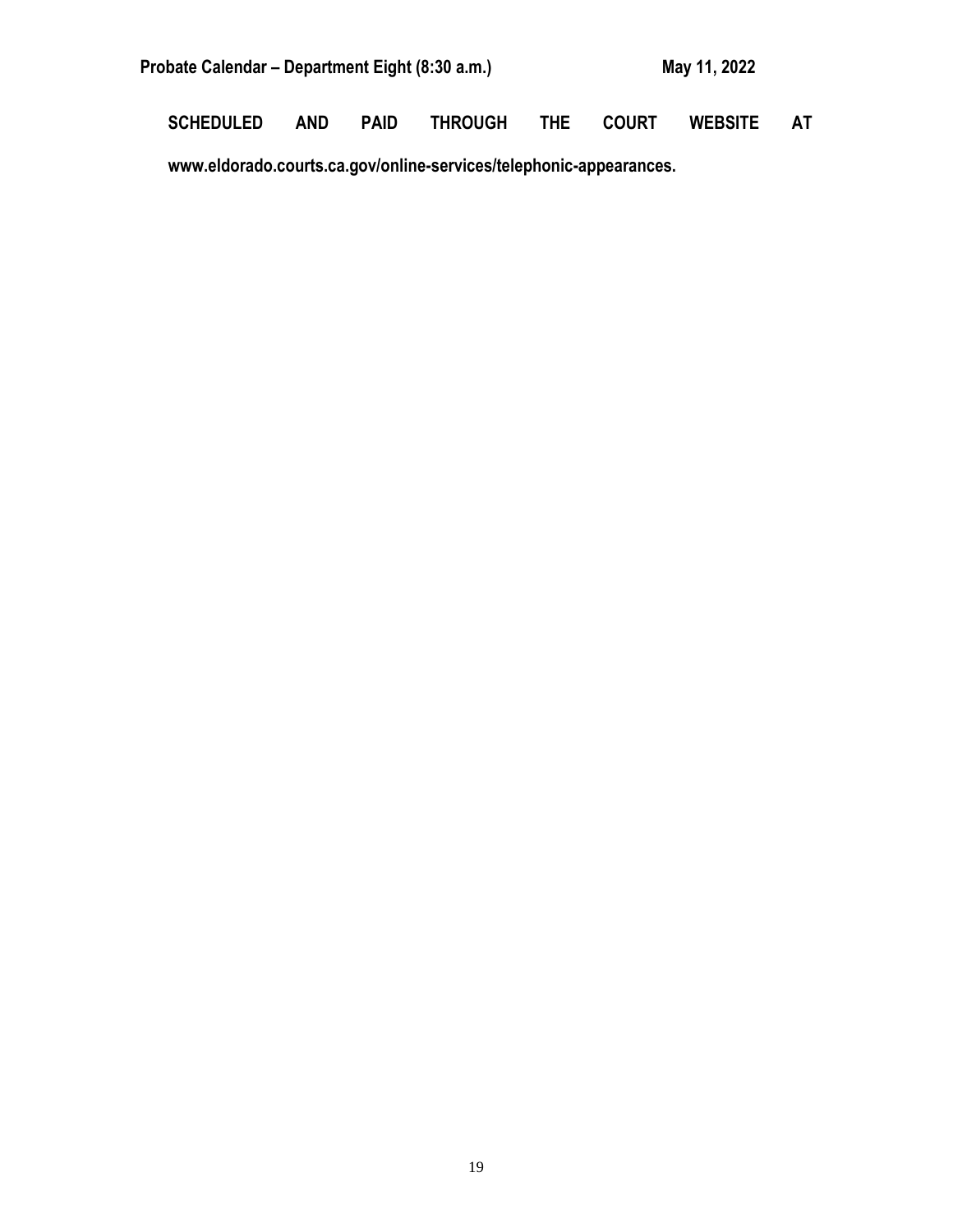**SCHEDULED AND PAID THROUGH THE COURT WEBSITE AT www.eldorado.courts.ca.gov/online-services/telephonic-appearances.**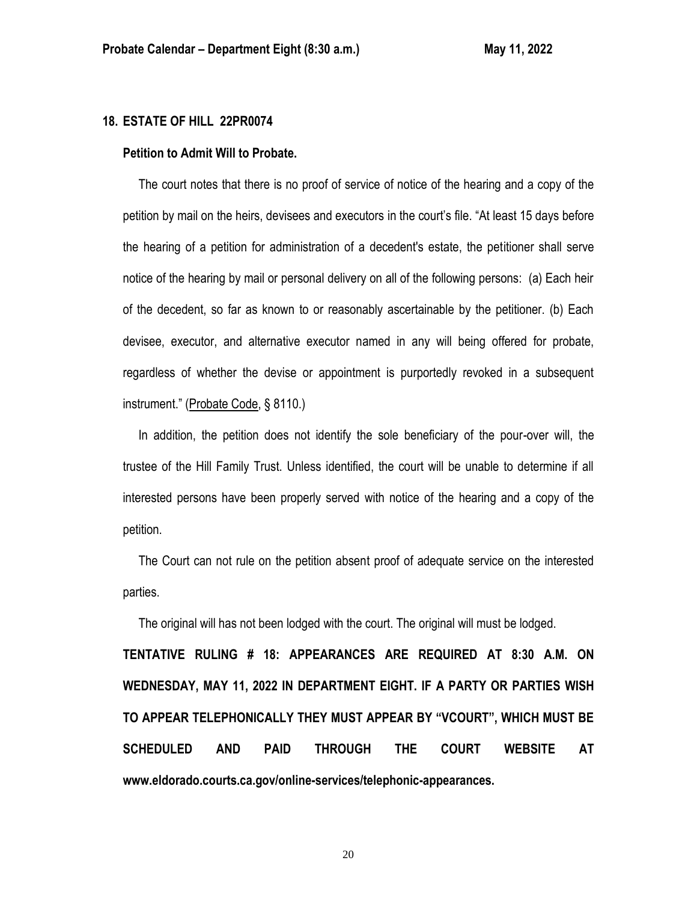## 18. ESTATE OF HILL 22PR0074

### Petition to Admit Will to Probate.

The court notes that there is no proof of service of notice of the hearing and a copy of the petition by mail on the heirs, devisees and executors in the court's file. "At least 15 days before the hearing of a petition for administration of a decedent's estate, the petitioner shall serve notice of the hearing by mail or personal delivery on all of the following persons: (a) Each heir of the decedent, so far as known to or reasonably ascertainable by the petitioner. (b) Each devisee, executor, and alternative executor named in any will being offered for probate, regardless of whether the devise or appointment is purportedly revoked in a subsequent instrument." (Probate Code, § 8110.)

In addition, the petition does not identify the sole beneficiary of the pour-over will, the trustee of the Hill Family Trust. Unless identified, the court will be unable to determine if all interested persons have been properly served with notice of the hearing and a copy of the petition.

The Court can not rule on the petition absent proof of adequate service on the interested parties.

The original will has not been lodged with the court. The original will must be lodged.

**TENTATIVE RULING # 18: APPEARANCES ARE REQUIRED AT 8:30 A.M. ON WEDNESDAY, MAY 11, 2022 IN DEPARTMENT EIGHT. IF A PARTY OR PARTIES WISH TO APPEAR TELEPHONICALLY THEY MUST APPEAR BY "VCOURT", WHICH MUST BE SCHEDULED AND PAID THROUGH THE COURT WEBSITE AT www.eldorado.courts.ca.gov/online-services/telephonic-appearances.**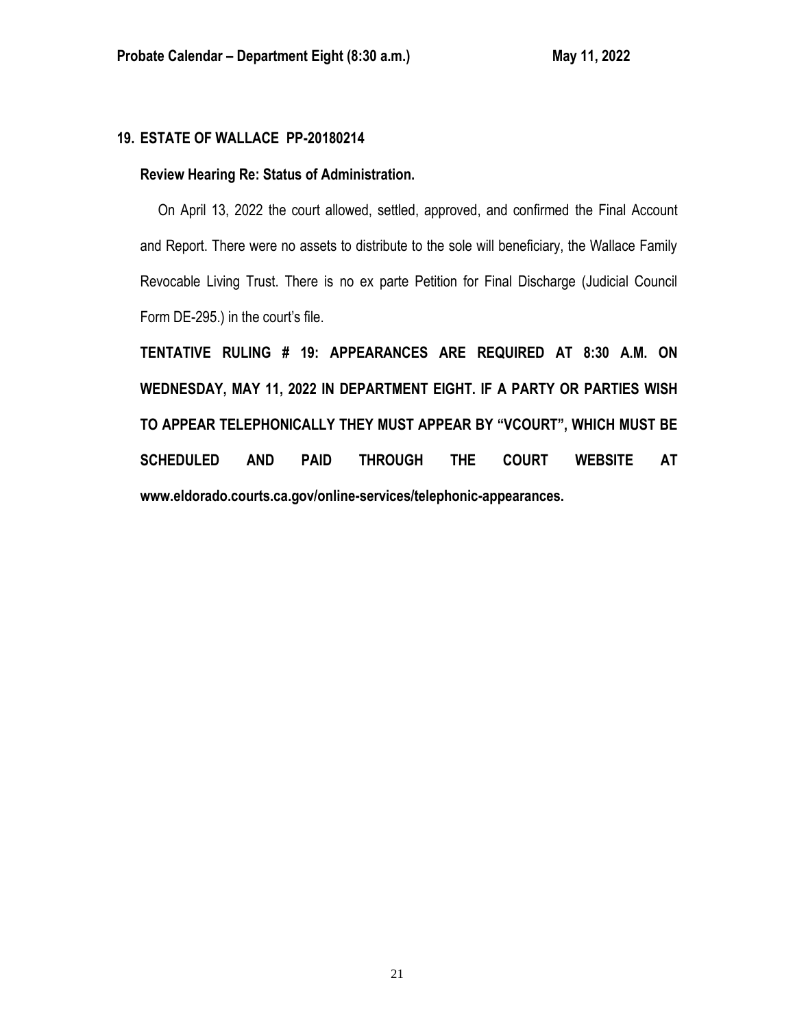**19. ESTATE OF WALLACE PP-20180214**

**Review Hearing Re: Status of Administration.**

On April 13, 2022 the court allowed, settled, approved, and confirmed the Final Account and Report. There were no assets to distribute to the sole will beneficiary, the Wallace Family Revocable Living Trust. There is no ex parte Petition for Final Discharge (Judicial Council Form DE-295.) in the court's file.

**TENTATIVE RULING # 19: APPEARANCES ARE REQUIRED AT 8:30 A.M. ON WEDNESDAY, MAY 11, 2022 IN DEPARTMENT EIGHT. IF A PARTY OR PARTIES WISH TO APPEAR TELEPHONICALLY THEY MUST APPEAR BY "VCOURT", WHICH MUST BE SCHEDULED AND PAID THROUGH THE COURT WEBSITE AT www.eldorado.courts.ca.gov/online-services/telephonic-appearances.**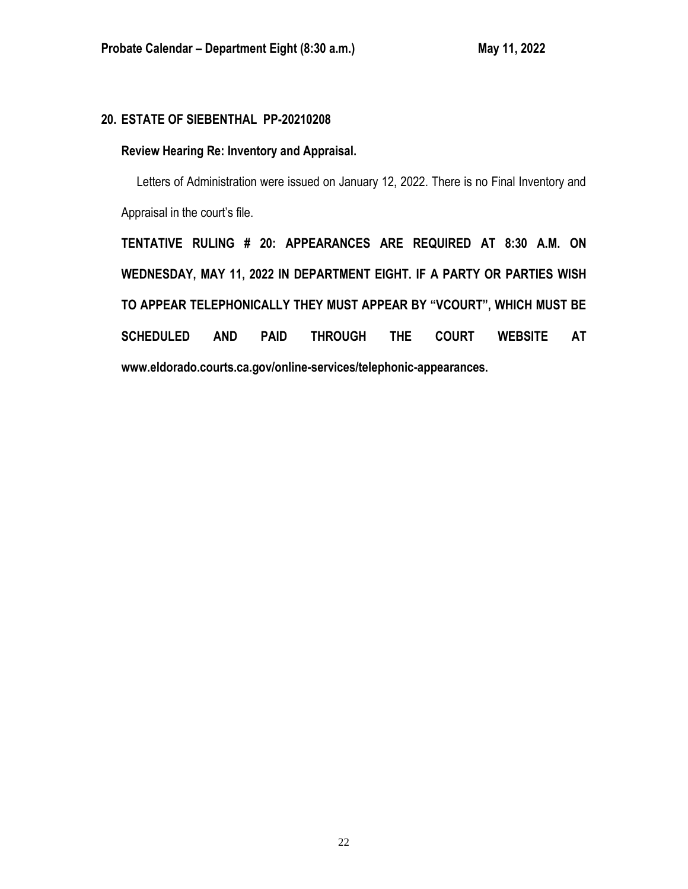## 20. ESTATE OF SIEBENTHAL PP-20210208

**Review Hearing Re: Inventory and Appraisal.**

Letters of Administration were issued on January 12, 2022. There is no Final Inventory and Appraisal in the court's file.

**TENTATIVE RULING # 20: APPEARANCES ARE REQUIRED AT 8:30 A.M. ON WEDNESDAY, MAY 11, 2022 IN DEPARTMENT EIGHT. IF A PARTY OR PARTIES WISH TO APPEAR TELEPHONICALLY THEY MUST APPEAR BY "VCOURT", WHICH MUST BE SCHEDULED AND PAID THROUGH THE COURT WEBSITE AT www.eldorado.courts.ca.gov/online-services/telephonic-appearances.**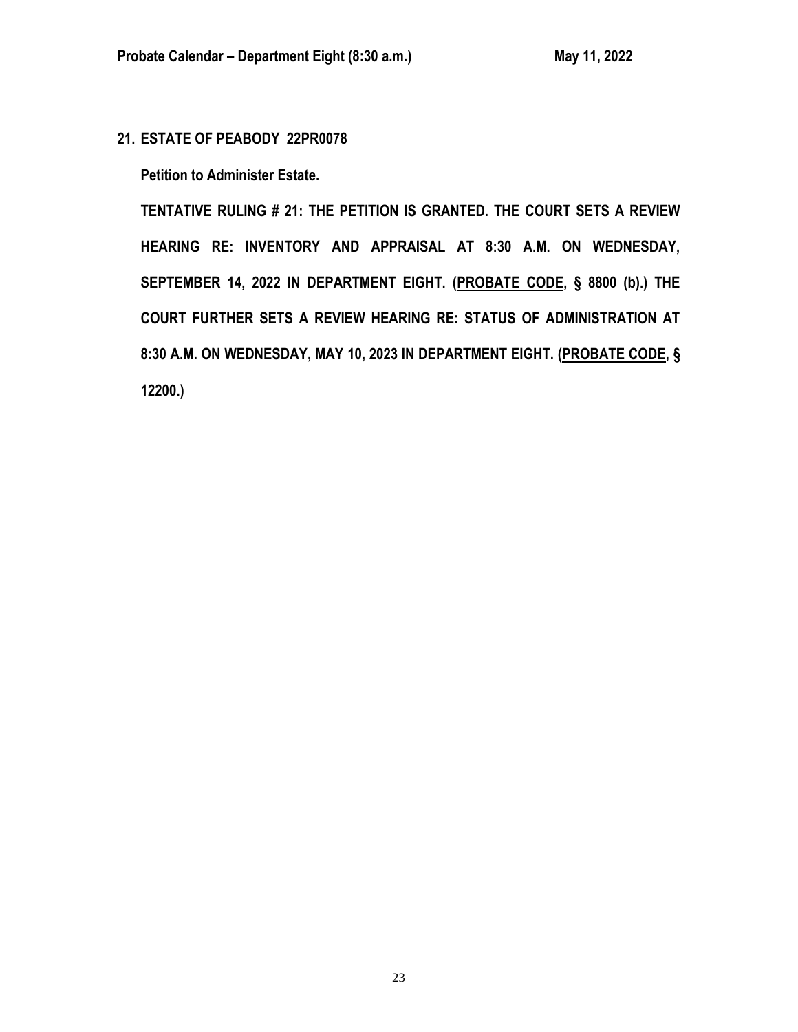**21. ESTATE OF PEABODY 22PR0078**

**Petition to Administer Estate.**

**TENTATIVE RULING # 21: THE PETITION IS GRANTED. THE COURT SETS A REVIEW HEARING RE: INVENTORY AND APPRAISAL AT 8:30 A.M. ON WEDNESDAY, SEPTEMBER 14, 2022 IN DEPARTMENT EIGHT. (PROBATE CODE, § 8800 (b).) THE COURT FURTHER SETS A REVIEW HEARING RE: STATUS OF ADMINISTRATION AT 8:30 A.M. ON WEDNESDAY, MAY 10, 2023 IN DEPARTMENT EIGHT. (PROBATE CODE, § 12200.)**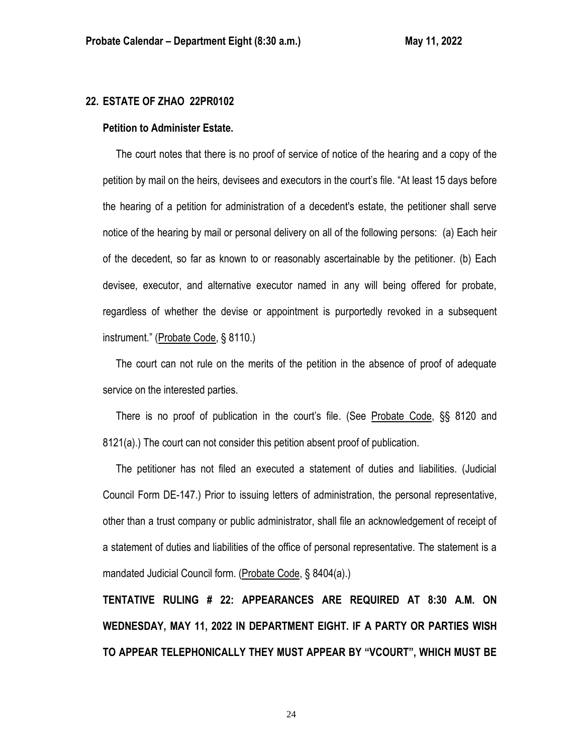**22. ESTATE OF ZHAO 22PR0102**

**Petition to Administer Estate.**

The court notes that there is no proof of service of notice of the hearing and a copy of the petition by mail on the heirs, devisees and executors in the court's file. "At least 15 days before the hearing of a petition for administration of a decedent's estate, the petitioner shall serve notice of the hearing by mail or personal delivery on all of the following persons: (a) Each heir of the decedent, so far as known to or reasonably ascertainable by the petitioner. (b) Each devisee, executor, and alternative executor named in any will being offered for probate, regardless of whether the devise or appointment is purportedly revoked in a subsequent instrument." (Probate Code, § 8110.)

The court can not rule on the merits of the petition in the absence of proof of adequate service on the interested parties.

There is no proof of publication in the court's file. (See Probate Code, §§ 8120 and 8121(a).) The court can not consider this petition absent proof of publication.

The petitioner has not filed an executed a statement of duties and liabilities. (Judicial Council Form DE-147.) Prior to issuing letters of administration, the personal representative, other than a trust company or public administrator, shall file an acknowledgement of receipt of a statement of duties and liabilities of the office of personal representative. The statement is a mandated Judicial Council form. (Probate Code, § 8404(a).)

**TENTATIVE RULING # 22: APPEARANCES ARE REQUIRED AT 8:30 A.M. ON WEDNESDAY, MAY 11, 2022 IN DEPARTMENT EIGHT. IF A PARTY OR PARTIES WISH TO APPEAR TELEPHONICALLY THEY MUST APPEAR BY "VCOURT", WHICH MUST BE**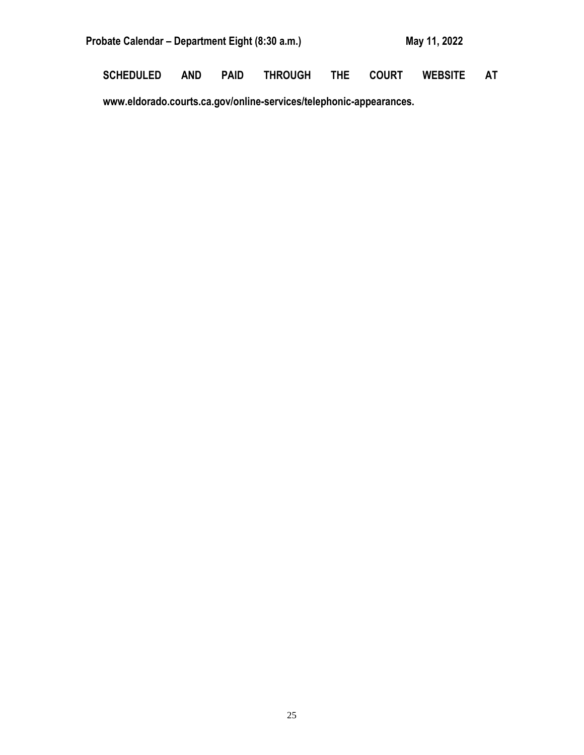**SCHEDULED AND PAID THROUGH THE COURT WEBSITE AT www.eldorado.courts.ca.gov/online-services/telephonic-appearances.**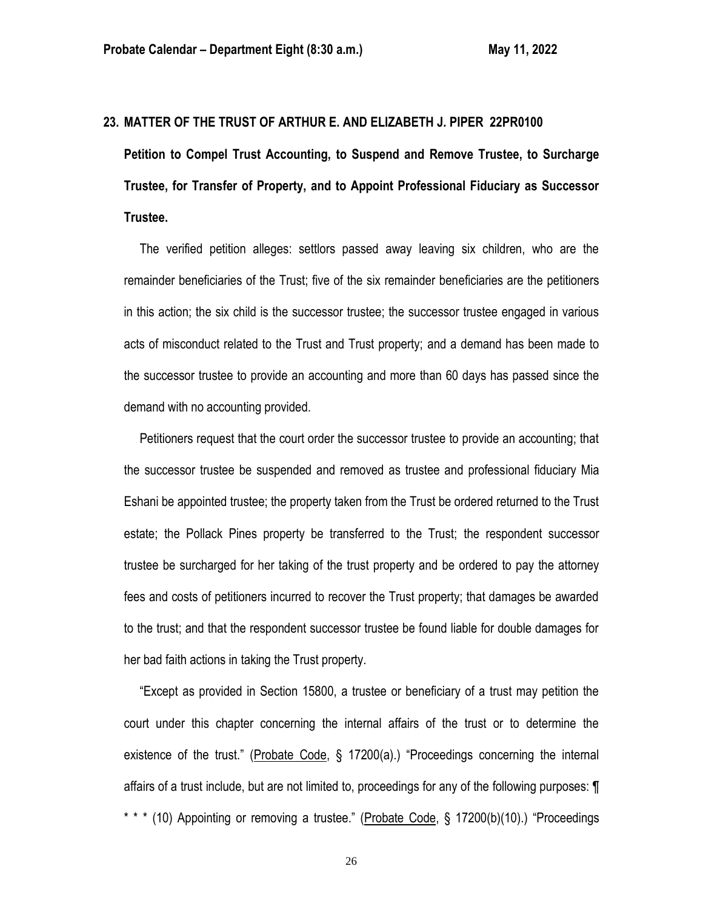## 23. MATTER OF THE TRUST OF ARTHUR E. AND ELIZABETH J. PIPER 22PR0100

**Petition to Compel Trust Accounting, to Suspend and Remove Trustee, to Surcharge Trustee, for Transfer of Property, and to Appoint Professional Fiduciary as Successor Trustee.**

The verified petition alleges: settlors passed away leaving six children, who are the remainder beneficiaries of the Trust; five of the six remainder beneficiaries are the petitioners in this action; the six child is the successor trustee; the successor trustee engaged in various acts of misconduct related to the Trust and Trust property; and a demand has been made to the successor trustee to provide an accounting and more than 60 days has passed since the demand with no accounting provided.

Petitioners request that the court order the successor trustee to provide an accounting; that the successor trustee be suspended and removed as trustee and professional fiduciary Mia Eshani be appointed trustee; the property taken from the Trust be ordered returned to the Trust estate; the Pollack Pines property be transferred to the Trust; the respondent successor trustee be surcharged for her taking of the trust property and be ordered to pay the attorney fees and costs of petitioners incurred to recover the Trust property; that damages be awarded to the trust; and that the respondent successor trustee be found liable for double damages for her bad faith actions in taking the Trust property.

"Except as provided in Section 15800, a trustee or beneficiary of a trust may petition the court under this chapter concerning the internal affairs of the trust or to determine the existence of the trust." (Probate Code, § 17200(a).) "Proceedings concerning the internal affairs of a trust include, but are not limited to, proceedings for any of the following purposes: ¶ * * * (10) Appointing or removing a trustee." (Probate Code, § 17200(b)(10).) "Proceedings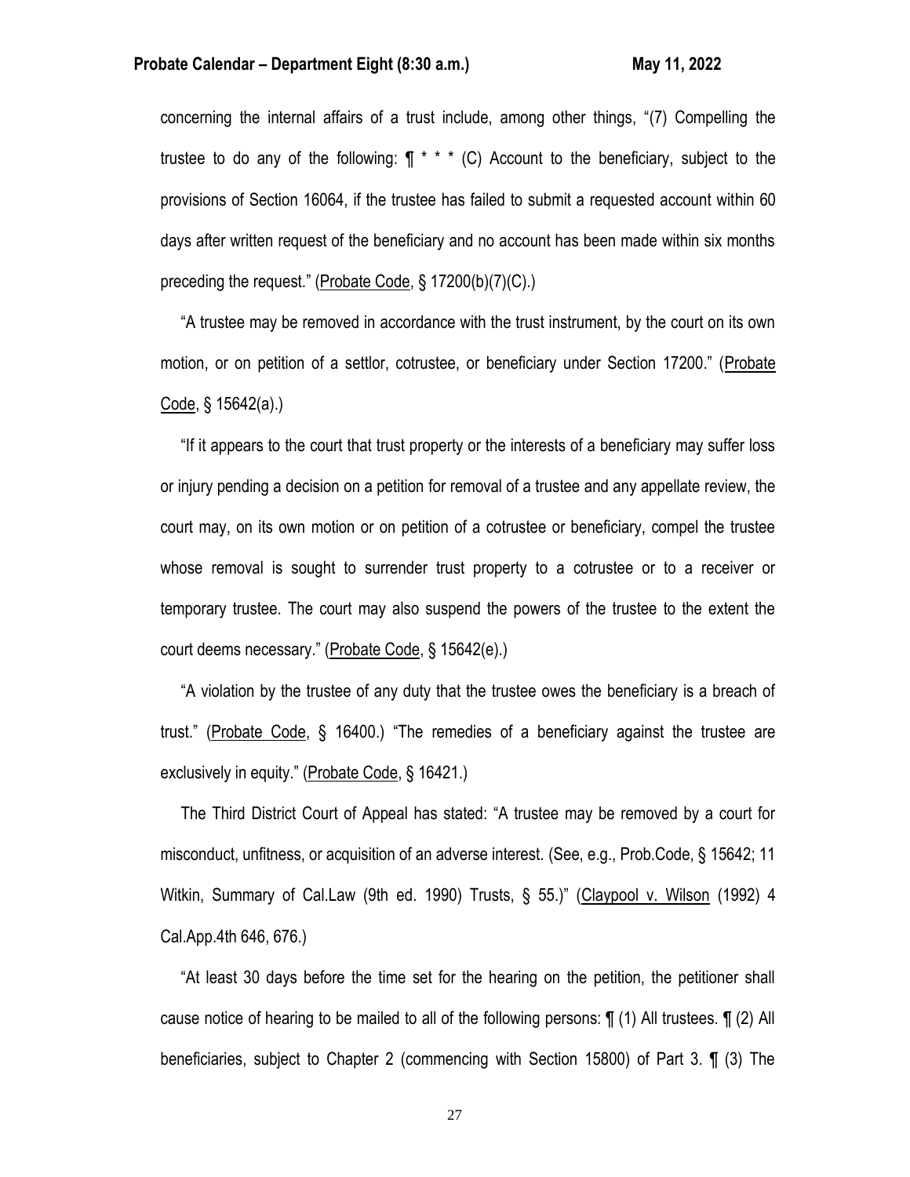concerning the internal affairs of a trust include, among other things, "(7) Compelling the trustee to do any of the following: ¶ * * * (C) Account to the beneficiary, subject to the provisions of Section 16064, if the trustee has failed to submit a requested account within 60 days after written request of the beneficiary and no account has been made within six months preceding the request." (<u>Probate Code</u>, § 17200(b)(7)(C).)

"A trustee may be removed in accordance with the trust instrument, by the court on its own motion, or on petition of a settlor, cotrustee, or beneficiary under Section 17200." (<u>Probate Code</u>, § 15642(a).)

"If it appears to the court that trust property or the interests of a beneficiary may suffer loss or injury pending a decision on a petition for removal of a trustee and any appellate review, the court may, on its own motion or on petition of a cotrustee or beneficiary, compel the trustee whose removal is sought to surrender trust property to a cotrustee or to a receiver or temporary trustee. The court may also suspend the powers of the trustee to the extent the court deems necessary." (<u>Probate Code</u>, § 15642(e).)

"A violation by the trustee of any duty that the trustee owes the beneficiary is a breach of trust." (<u>Probate Code</u>, § 16400.) "The remedies of a beneficiary against the trustee are exclusively in equity." (<u>Probate Code</u>, § 16421.)

The Third District Court of Appeal has stated: "A trustee may be removed by a court for misconduct, unfitness, or acquisition of an adverse interest. (See, e.g., Prob.Code, § 15642; 11 Witkin, Summary of Cal.Law (9th ed. 1990) Trusts, § 55.)" (<u>Claypool v. Wilson</u> (1992) 4 Cal.App.4th 646, 676.)

"At least 30 days before the time set for the hearing on the petition, the petitioner shall cause notice of hearing to be mailed to all of the following persons: ¶ (1) All trustees. ¶ (2) All beneficiaries, subject to Chapter 2 (commencing with Section 15800) of Part 3. ¶ (3) The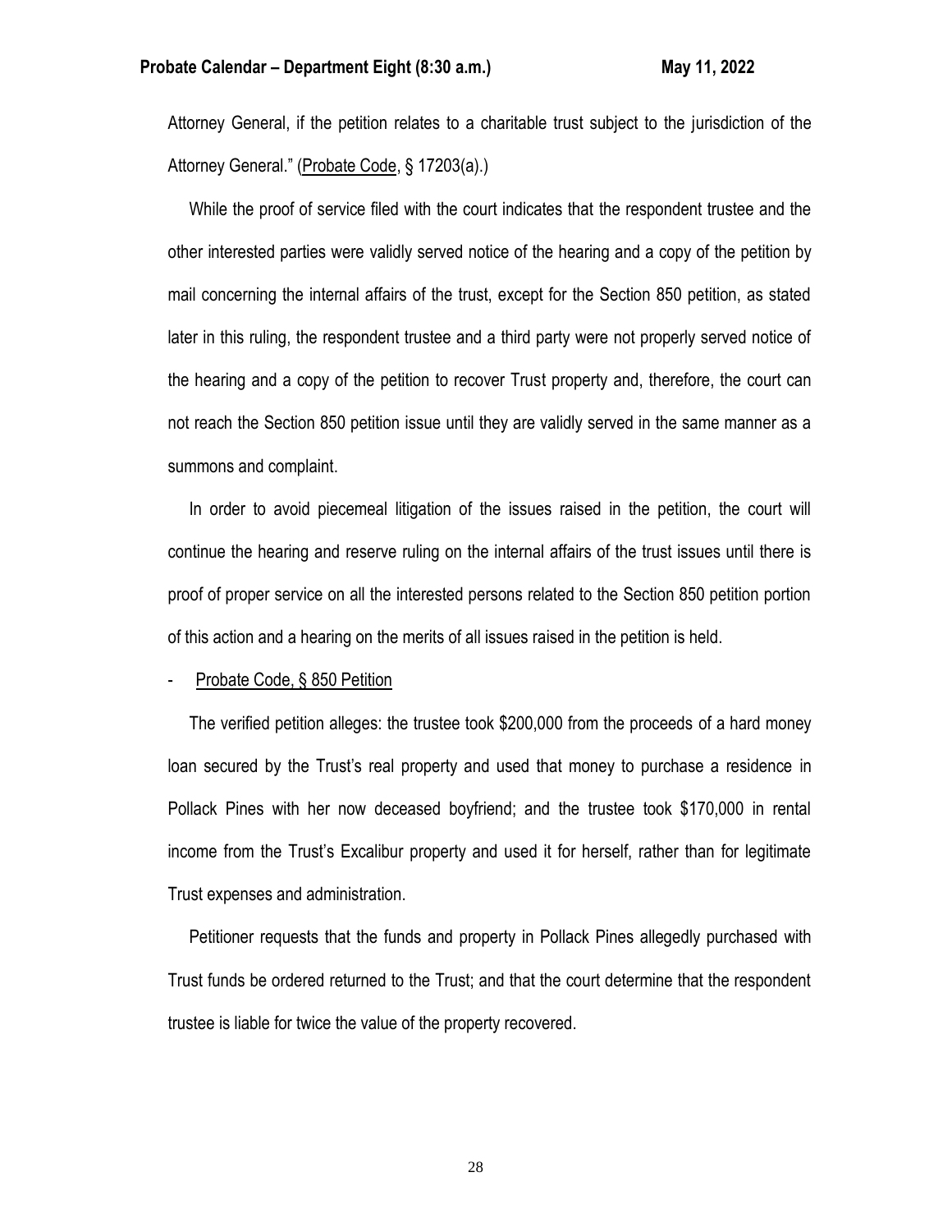Attorney General, if the petition relates to a charitable trust subject to the jurisdiction of the Attorney General." (Probate Code, § 17203(a).)

While the proof of service filed with the court indicates that the respondent trustee and the other interested parties were validly served notice of the hearing and a copy of the petition by mail concerning the internal affairs of the trust, except for the Section 850 petition, as stated later in this ruling, the respondent trustee and a third party were not properly served notice of the hearing and a copy of the petition to recover Trust property and, therefore, the court can not reach the Section 850 petition issue until they are validly served in the same manner as a summons and complaint.

In order to avoid piecemeal litigation of the issues raised in the petition, the court will continue the hearing and reserve ruling on the internal affairs of the trust issues until there is proof of proper service on all the interested persons related to the Section 850 petition portion of this action and a hearing on the merits of all issues raised in the petition is held.

- Probate Code, § 850 Petition

The verified petition alleges: the trustee took $200,000 from the proceeds of a hard money loan secured by the Trust's real property and used that money to purchase a residence in Pollack Pines with her now deceased boyfriend; and the trustee took $170,000 in rental income from the Trust's Excalibur property and used it for herself, rather than for legitimate Trust expenses and administration.

Petitioner requests that the funds and property in Pollack Pines allegedly purchased with Trust funds be ordered returned to the Trust; and that the court determine that the respondent trustee is liable for twice the value of the property recovered.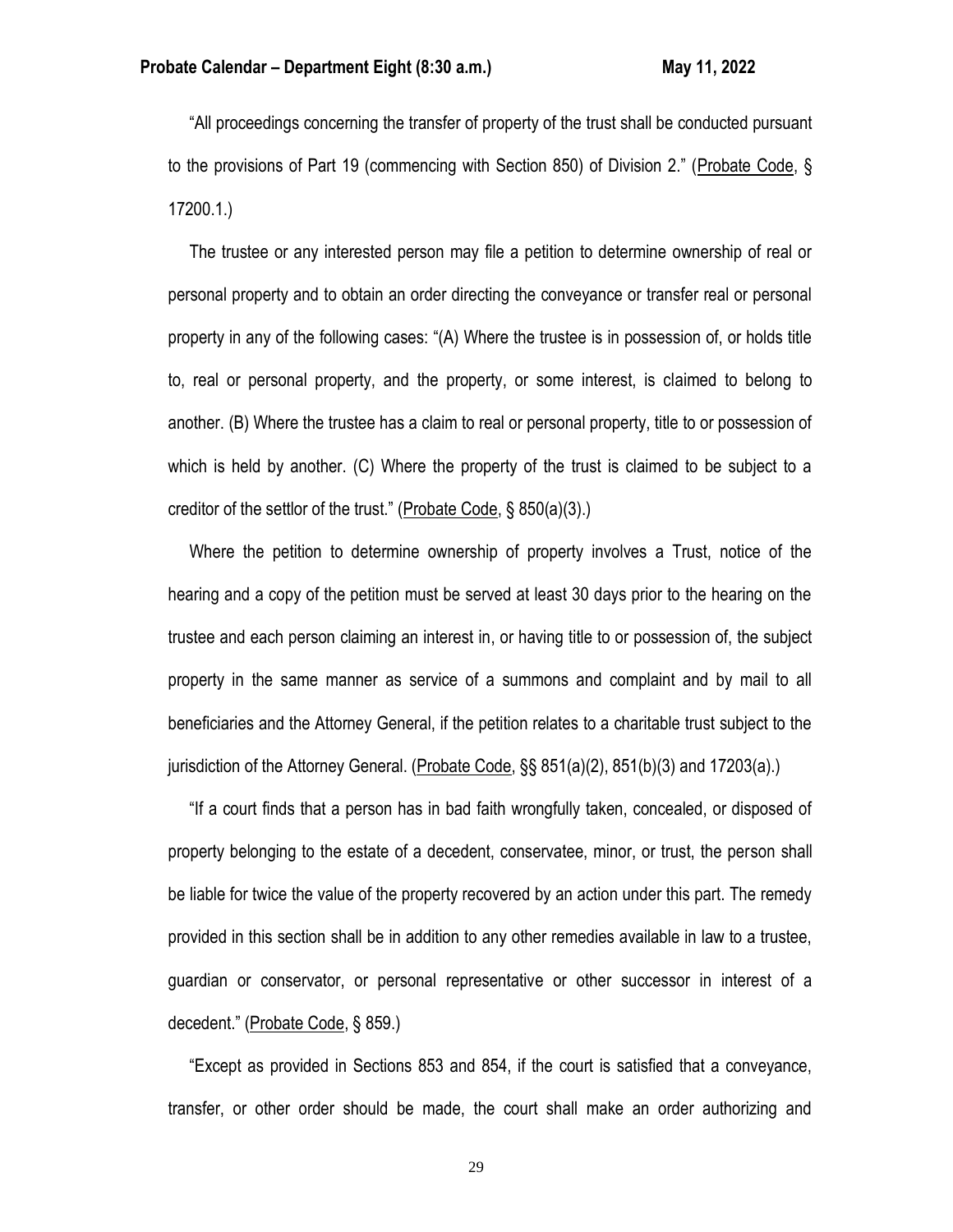"All proceedings concerning the transfer of property of the trust shall be conducted pursuant to the provisions of Part 19 (commencing with Section 850) of Division 2." (Probate Code, § 17200.1.)

The trustee or any interested person may file a petition to determine ownership of real or personal property and to obtain an order directing the conveyance or transfer real or personal property in any of the following cases: "(A) Where the trustee is in possession of, or holds title to, real or personal property, and the property, or some interest, is claimed to belong to another. (B) Where the trustee has a claim to real or personal property, title to or possession of which is held by another. (C) Where the property of the trust is claimed to be subject to a creditor of the settlor of the trust." (Probate Code, § 850(a)(3).)

Where the petition to determine ownership of property involves a Trust, notice of the hearing and a copy of the petition must be served at least 30 days prior to the hearing on the trustee and each person claiming an interest in, or having title to or possession of, the subject property in the same manner as service of a summons and complaint and by mail to all beneficiaries and the Attorney General, if the petition relates to a charitable trust subject to the jurisdiction of the Attorney General. (Probate Code, §§ 851(a)(2), 851(b)(3) and 17203(a).)

"If a court finds that a person has in bad faith wrongfully taken, concealed, or disposed of property belonging to the estate of a decedent, conservatee, minor, or trust, the person shall be liable for twice the value of the property recovered by an action under this part. The remedy provided in this section shall be in addition to any other remedies available in law to a trustee, guardian or conservator, or personal representative or other successor in interest of a decedent." (Probate Code, § 859.)

"Except as provided in Sections 853 and 854, if the court is satisfied that a conveyance, transfer, or other order should be made, the court shall make an order authorizing and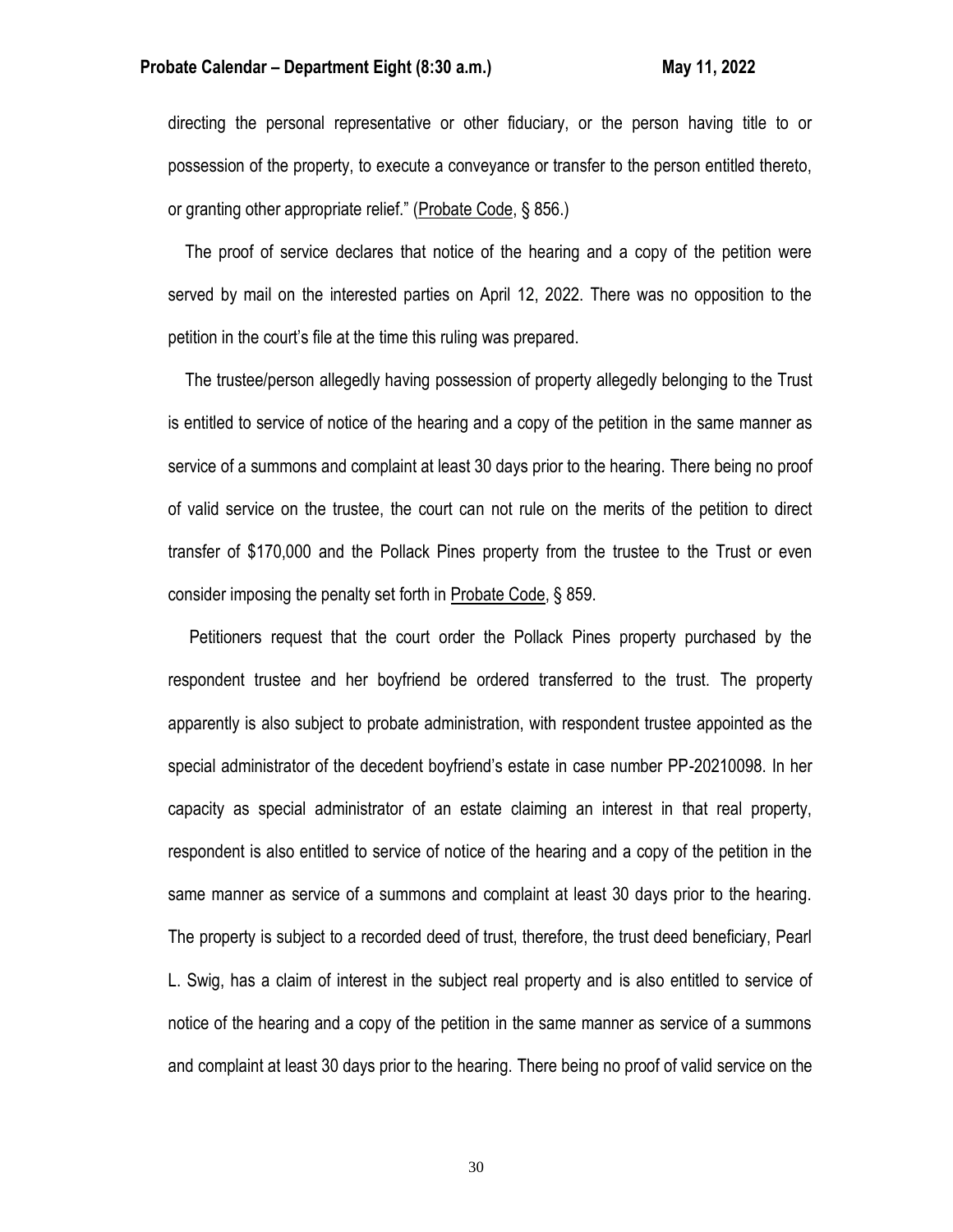directing the personal representative or other fiduciary, or the person having title to or possession of the property, to execute a conveyance or transfer to the person entitled thereto, or granting other appropriate relief." (Probate Code, § 856.)

The proof of service declares that notice of the hearing and a copy of the petition were served by mail on the interested parties on April 12, 2022. There was no opposition to the petition in the court's file at the time this ruling was prepared.

The trustee/person allegedly having possession of property allegedly belonging to the Trust is entitled to service of notice of the hearing and a copy of the petition in the same manner as service of a summons and complaint at least 30 days prior to the hearing. There being no proof of valid service on the trustee, the court can not rule on the merits of the petition to direct transfer of $170,000 and the Pollack Pines property from the trustee to the Trust or even consider imposing the penalty set forth in Probate Code, § 859.

Petitioners request that the court order the Pollack Pines property purchased by the respondent trustee and her boyfriend be ordered transferred to the trust. The property apparently is also subject to probate administration, with respondent trustee appointed as the special administrator of the decedent boyfriend's estate in case number PP-20210098. In her capacity as special administrator of an estate claiming an interest in that real property, respondent is also entitled to service of notice of the hearing and a copy of the petition in the same manner as service of a summons and complaint at least 30 days prior to the hearing. The property is subject to a recorded deed of trust, therefore, the trust deed beneficiary, Pearl L. Swig, has a claim of interest in the subject real property and is also entitled to service of notice of the hearing and a copy of the petition in the same manner as service of a summons and complaint at least 30 days prior to the hearing. There being no proof of valid service on the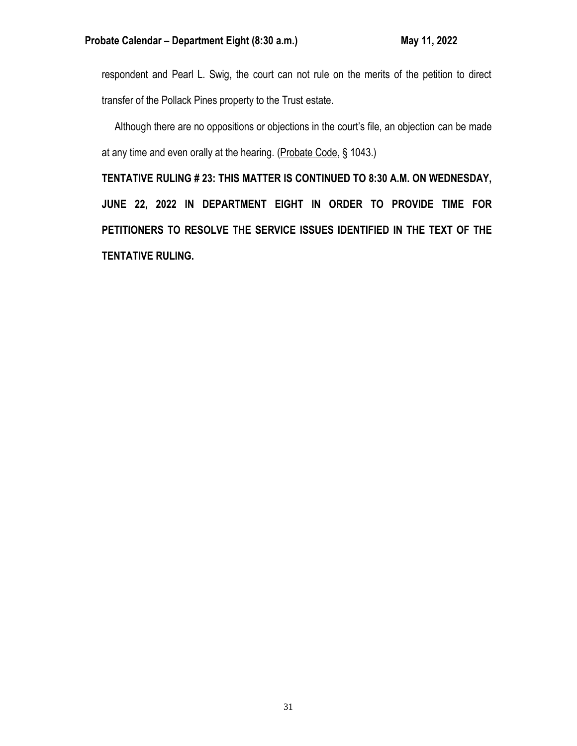respondent and Pearl L. Swig, the court can not rule on the merits of the petition to direct transfer of the Pollack Pines property to the Trust estate.

Although there are no oppositions or objections in the court's file, an objection can be made at any time and even orally at the hearing. (Probate Code, § 1043.)

**TENTATIVE RULING # 23: THIS MATTER IS CONTINUED TO 8:30 A.M. ON WEDNESDAY, JUNE 22, 2022 IN DEPARTMENT EIGHT IN ORDER TO PROVIDE TIME FOR PETITIONERS TO RESOLVE THE SERVICE ISSUES IDENTIFIED IN THE TEXT OF THE TENTATIVE RULING.**